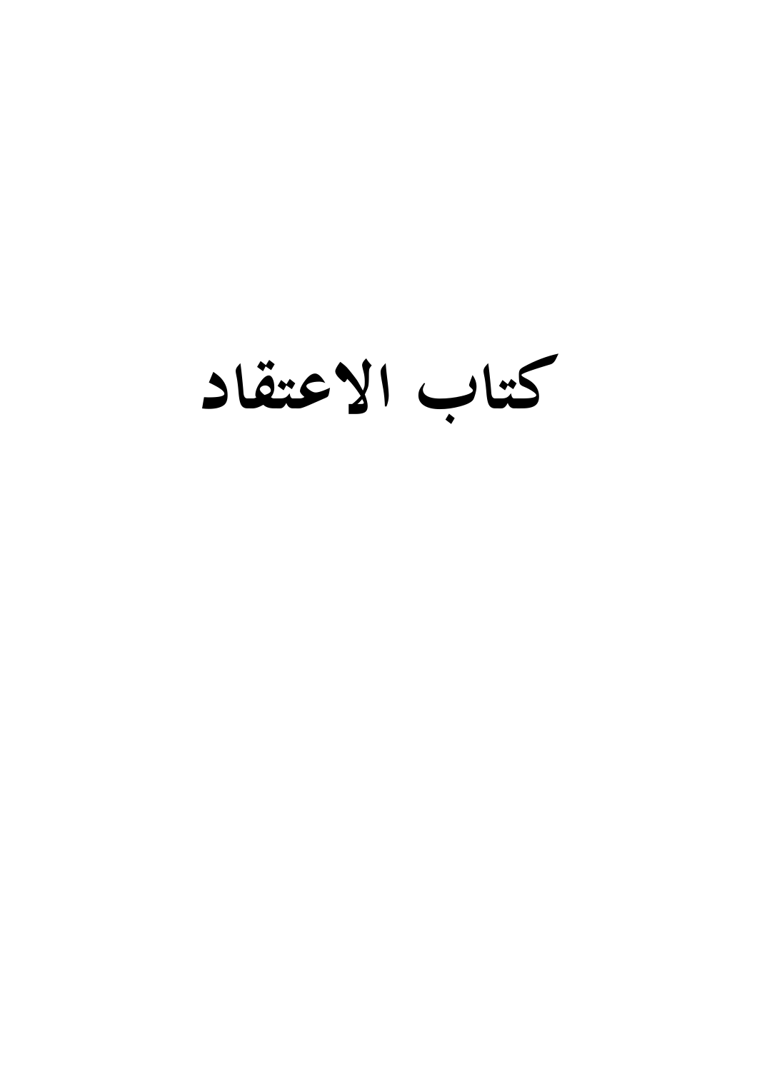# كتاب الاعتقاد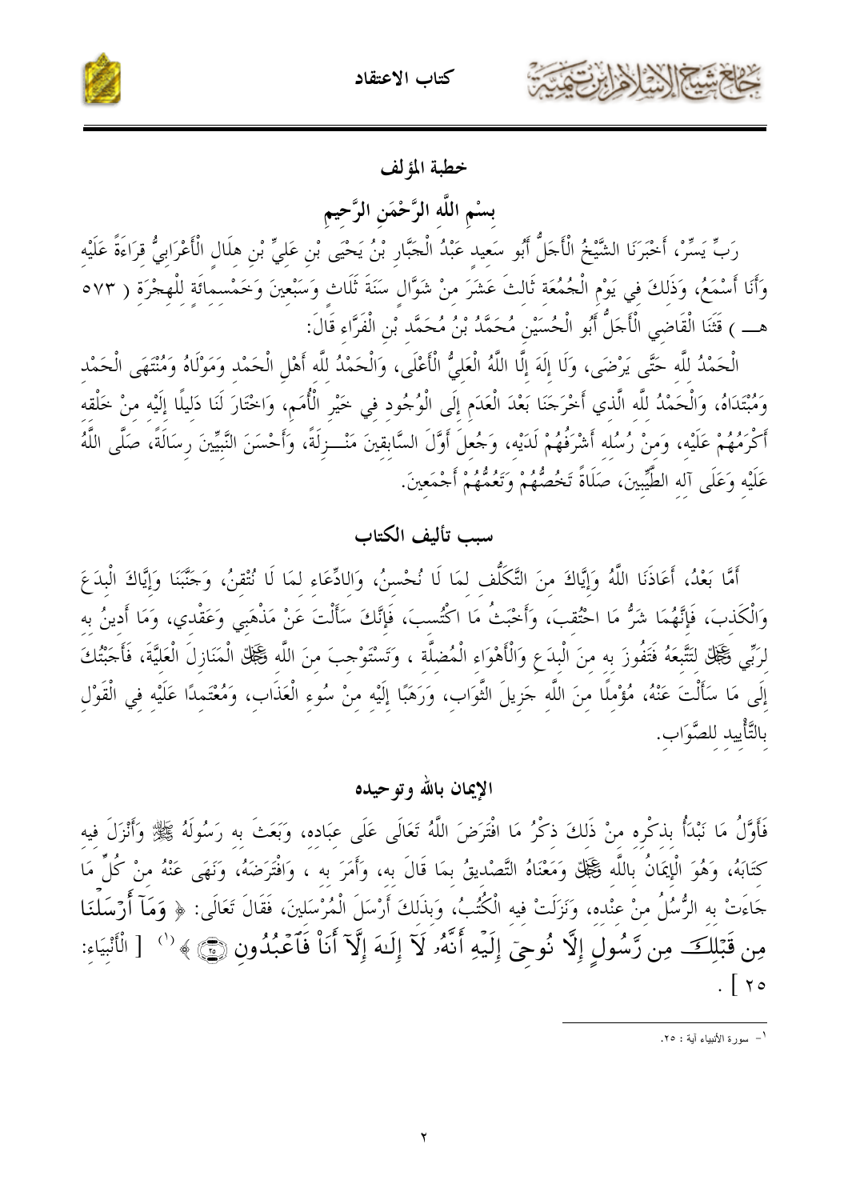## خطبة المؤلف

### بِسْمِ اللَّهِ الرَّحْمَنِ الرَّحِيمِ

رَبِّ يَسِّرْ، أَخْبَرَنَا الشَّيْخُ الْأَجَلُّ أَبُو سَعِيدٍ عَبْدُ الْجَبَّارِ بْنُ يَحْيَى بْنِ عَلِيِّ بْنِ هِلَالٍ الْأَعْرَابِيُّ قِرَاءَةً عَلَيْهِ وَأَنَا أَسْمَعُ، وَذَلِكَ فِي يَوْمِ الْجُمُعَةِ ثَالِثَ عَشَرَ مِنْ شَوَّالٍ سَنَةَ ثَلَاثٍ وَسَبْعِينَ وَخَمْسِمِائَةٍ لِلْهِجْرَةِ ( ٥٧٣ هـــ ) قثَنَا الْقَاضِي الْأَجَلُّ أَبُو الْحُسَيْنِ مُحَمَّدُ بْنُ مُحَمَّدِ بْنِ الْفَرَّاءِ قَالَ:

الْحَمْدُ لِلَّهِ حَتَّى يَرْضَى، وَلَا إِلَهَ إِلَّا اللَّهُ الْعَلِيُّ الْأَعْلَى، وَالْحَمْدُ لِلَّهِ أَهْلِ الْحَمْدِ وَمَوْلَاهُ وَمُنْتَهَى الْحَمْدِ وَمُبْتَدَاهُ، وَالْحَمْدُ لِلَّهِ الَّذِي أَخْرَجَنَا بَعْدَ الْعَدَمِ إِلَى الْوُجُودِ فِي خَيْرِ الْأُمَمِ، وَاخْتَارَ لَنَا دَلِيلًا إِلَيْهِ مِنْ خَلْقِهِ أَكْرَمُهُمْ عَلَيْهِ، وَمِنْ رُسُلِهِ أَشْرَفُهُمْ لَدَيْهِ، وَجُعِلَ أَوَّلَ السَّابِقِينَ مَنْــزِلَةً، وَأَحْسَنَ النَّبِيِّينَ رِسَالَةً، صَلَّى اللَّهُ عَلَيْهِ وَعَلَى آلِهِ الطَّيِّبِينَ، صَلَاةً تَخُصُّهُمْ وَتَعُمُّهُمْ أَجْمَعِينَ.

## سبب تأليف الكتاب

أَمَّا بَعْدُ، أَعَاذَنَا اللَّهُ وَإِيَّاكَ مِنَ التَّكَلُّفِ لِمَا لَا نُحْسِنُ، وَالادِّعَاءِ لِمَا لَا نُتْقِنُ، وَجَنَّبَنَا وَإِيَّاكَ الْبِدَعَ وَالْكَذِبَ، فَإِنَّهُمَا شَرُّ مَا احْتُقِبَ، وَأَخْبَثُ مَا اكْتُسِبَ، فَإِنَّكَ سَأَلْتَ عَنْ مَذْهَبِي وَعَقْدِي، وَمَا أَدِينُ بِهِ لِرَبِّي ﷻ لِتَتَّبِعَهُ فَتَفُوزَ بِهِ مِنَ الْبِدَعِ وَالْأَهْوَاءِ الْمُضِلَّةِ ، وَتَسْتَوْجِبَ مِنَ اللَّهِ ﷻ الْمَنَازِلَ الْعَلِيَّةَ، فَأَجَبْتُكَ إِلَى مَا سَأَلْتَ عَنْهُ، مُؤْمِلًا مِنَ اللَّهِ جَزِيلَ الثَّوَابِ، وَرَهَبًا إِلَيْهِ مِنْ سُوءِ الْعَذَابِ، وَمُعْتَمِدًا عَلَيْهِ فِي الْقَوْلِ بِالتَّأْيِيدِ لِلصَّوَابِ.

## الإيمان بالله وتوحيده

فَأَوَّلُ مَا نَبْدَأُ بِذِكْرِهِ مِنْ ذَلِكَ ذِكْرُ مَا افْتَرَضَ اللَّهُ تَعَالَى عَلَى عِبَادِهِ، وَبَعَثَ بِهِ رَسُولَهُ ﷺ وَأَنْزَلَ فِيهِ كِتَابَهُ، وَهُوَ الْإِيمَانُ بِاللَّهِ ﷻ وَمَعْنَاهُ التَّصْدِيقُ بِمَا قَالَ بِهِ، وَأَمَرَ بِهِ ، وَافْتَرَضَهُ، وَنَهَى عَنْهُ مِنْ كُلِّ مَا جَاءَتْ بِهِ الرُّسُلُ مِنْ عِنْدِهِ، وَنَزَلَتْ فِيهِ الْكُتُبُ، وَبِذَلِكَ أَرْسَلَ الْمُرْسَلِينَ، فَقَالَ تَعَالَى: ﴿ وَمَآ أَرْسَلْنَا مِن قَبْلِكَ مِن رَّسُولٍ إِلَّا نُوحِىٓ إِلَيْهِ أَنَّهُۥ لَآ إِلَـٰهَ إِلَّآ أَنَا۠ فَٱعْبُدُونِ ﴿٢٥﴾ ﴾[1] [ الْأَنْبِيَاءِ: ٢٥ ].

---

[1] - سورة الأنبياء آية : ٢٥.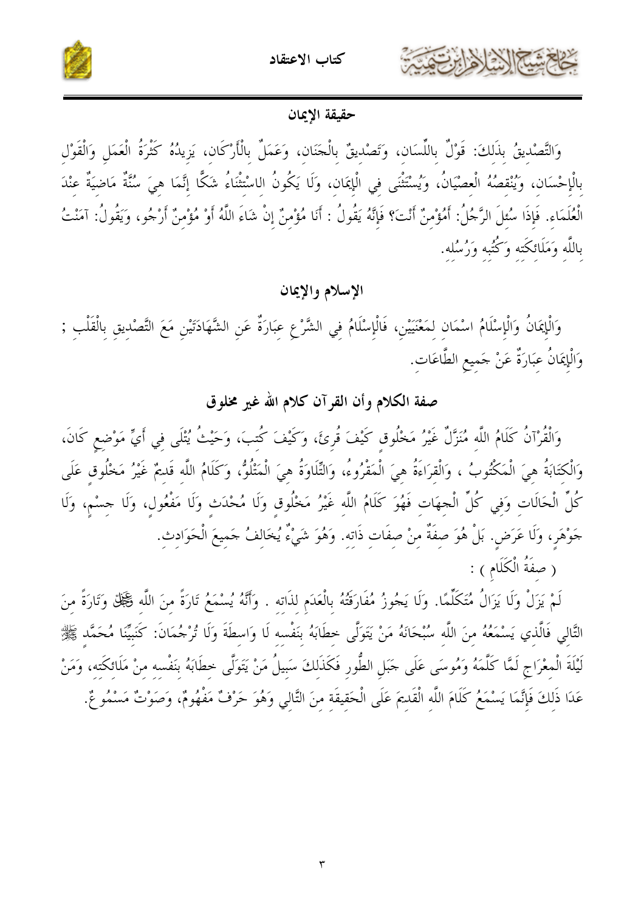## حقيقة الإيمان

وَالتَّصْدِيقُ بِذَلِكَ: قَوْلٌ بِاللِّسَانِ، وَتَصْدِيقٌ بِالْجَنَانِ، وَعَمَلٌ بِالْأَرْكَانِ، يَزِيدُهُ كَثْرَةُ الْعَمَلِ وَالْقَوْلِ بِالْإِحْسَانِ، وَيُنْقِصُهُ الْعِصْيَانُ، وَيُسْتَثْنَى فِي الْإِيمَانِ، وَلَا يَكُونُ الِاسْتِثْنَاءُ شَكًّا إنَّمَا هِيَ سُنَّةٌ مَاضِيَةٌ عِنْدَ الْعُلَمَاءِ. فَإِذَا سُئِلَ الرَّجُلُ: أَمُؤْمِنٌ أَنْتَ؟ فَإِنَّهُ يَقُولُ : أَنَا مُؤْمِنٌ إنْ شَاءَ اللَّهُ أَوْ مُؤْمِنٌ أَرْجُو، وَيَقُولُ: آمَنْتُ بِاللَّهِ وَمَلَائِكَتِهِ وَكُتُبِهِ وَرُسُلِهِ.

## الإسلام والإيمان

وَالْإِيمَانُ وَالْإِسْلَامُ اسْمَانِ لِمَعْنَيَيْنِ، فَالْإِسْلَامُ فِي الشَّرْعِ عِبَارَةٌ عَنِ الشَّهَادَتَيْنِ مَعَ التَّصْدِيقِ بِالْقَلْبِ ; وَالْإِيمَانُ عِبَارَةٌ عَنْ جَمِيعِ الطَّاعَاتِ.

## صفة الكلام وأن القرآن كلام الله غير مخلوق

وَالْقُرْآنُ كَلَامُ اللَّهِ مُنَزَّلٌ غَيْرُ مَخْلُوقٍ كَيْفَ قُرِئَ، وَكَيْفَ كُتِبَ، وَحَيْثُ يُتْلَى فِي أَيِّ مَوْضِعٍ كَانَ، وَالْكِتَابَةُ هِيَ الْمَكْتُوبُ ، وَالْقِرَاءَةُ هِيَ الْمَقْرُوءُ، وَالتِّلَاوَةُ هِيَ الْمَتْلُوُّ، وَكَلَامُ اللَّهِ قَدِيمٌ غَيْرُ مَخْلُوقٍ عَلَى كُلِّ الْحَالَاتِ وَفِي كُلِّ الْجِهَاتِ فَهُوَ كَلَامُ اللَّهِ غَيْرُ مَخْلُوقٍ وَلَا مُحْدَثٍ وَلَا مَفْعُولٍ، وَلَا جِسْمٍ، وَلَا جَوْهَرٍ، وَلَا عَرَضٍ. بَلْ هُوَ صِفَةٌ مِنْ صِفَاتِ ذَاتِهِ. وَهُوَ شَيْءٌ يُخَالِفُ جَمِيعَ الْحَوَادِثِ.

( صِفَةُ الْكَلَامِ ) :

لَمْ يَزَلْ وَلَا يَزَالُ مُتَكَلِّمًا. وَلَا يَجُوزُ مُفَارَقَتُهُ بِالْعَدَمِ لِذَاتِهِ . وَأَنَّهُ يُسْمَعُ تَارَةً مِنَ اللَّهِ ﷻ وَتَارَةً مِنَ التَّالِي فَالَّذِي يَسْمَعُهُ مِنَ اللَّهِ سُبْحَانَهُ مَنْ يَتَوَلَّى خِطَابَهُ بِنَفْسِهِ لَا وَاسِطَةَ وَلَا تُرْجُمَانَ: كَنَبِيِّنَا مُحَمَّدٍ ﷺ لَيْلَةَ الْمِعْرَاجِ لَمَّا كَلَّمَهُ وَمُوسَى عَلَى جَبَلِ الطُّورِ فَكَذَلِكَ سَبِيلُ مَنْ يَتَوَلَّى خِطَابَهُ بِنَفْسِهِ مِنْ مَلَائِكَتِهِ، وَمَنْ عَدَا ذَلِكَ فَإِنَّمَا يَسْمَعُ كَلَامَ اللَّهِ الْقَدِيمَ عَلَى الْحَقِيقَةِ مِنَ التَّالِي وَهُوَ حَرْفٌ مَفْهُومٌ، وَصَوْتٌ مَسْمُوعٌ.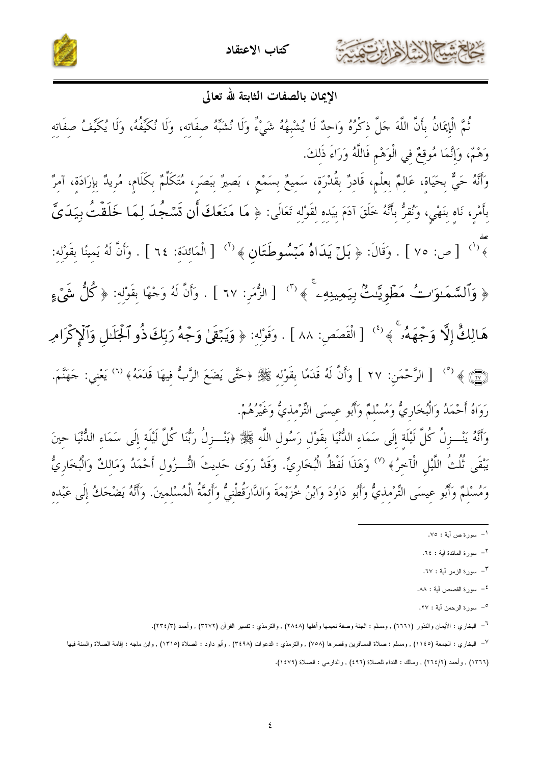## الإيمان بالصفات الثابتة لله تعالى

ثُمَّ الْإِيمَانُ بِأَنَّ اللَّهَ جَلَّ ذِكْرُهُ وَاحِدٌ لَا يُشْبِهُهُ شَيْءٌ وَلَا نُشَبِّهُ صِفَاتِهِ، وَلَا نُكَيِّفُهُ، وَلَا يُكَيِّفُ صِفَاتِهِ وَهْمٌ، وَإِنَّمَا مُوقِعٌ فِي الْوَهْمِ فَاللَّهُ وَرَاءَ ذَلِكَ.

وَأَنَّهُ حَيٌّ بِحَيَاةٍ، عَالِمٌ بِعِلْمٍ، قَادِرٌ بِقُدْرَةٍ، سَمِيعٌ بِسَمْعٍ ، بَصِيرٌ بِبَصَرٍ، مُتَكَلِّمٌ بِكَلَامٍ، مُرِيدٌ بِإِرَادَةٍ، آمِرٌ بِأَمْرٍ، نَاهٍ بِنَهْيٍ، وَنُقِرُّ بِأَنَّهُ خَلَقَ آدَمَ بِيَدِهِ لِقَوْلِهِ تَعَالَى: ﴿ مَا مَنَعَكَ أَن تَسْجُدَ لِمَا خَلَقْتُ بِيَدَيَّ ﴾ [1] [ ص: ٧٥ ] . وَقَالَ: ﴿ بَلْ يَدَاهُ مَبْسُوطَتَانِ ﴾ [2] [ الْمَائِدَة: ٦٤ ] . وَأَنَّ لَهُ يَمِينًا بِقَوْلِهِ: ﴿ وَالسَّمَاوَاتُ مَطْوِيَّاتٌ بِيَمِينِهِ ﴾ [3] [ الزُّمَر: ٦٧ ] . وَأَنَّ لَهُ وَجْهًا بِقَوْلِهِ: ﴿ كُلُّ شَيْءٍ هَالِكٌ إِلَّا وَجْهَهُ ﴾ [4] [ الْقَصَص: ٨٨ ] . وَقَوْلِهِ: ﴿ وَيَبْقَىٰ وَجْهُ رَبِّكَ ذُو الْجَلَالِ وَالْإِكْرَامِ ﴾ [5] [ الرَّحْمَن: ٢٧ ] وَأَنَّ لَهُ قَدَمًا بِقَوْلِهِ ﷺ «حَتَّى يَضَعَ الرَّبُّ فِيهَا قَدَمَهُ» [6] يَعْنِي: جَهَنَّمَ. رَوَاهُ أَحْمَدُ وَالْبُخَارِيُّ وَمُسْلِمٌ وَأَبُو عِيسَى التِّرْمِذِيُّ وَغَيْرُهُمْ.

وَأَنَّهُ يَنْـزِلُ كُلَّ لَيْلَةٍ إِلَى سَمَاءِ الدُّنْيَا بِقَوْلِ رَسُولِ اللَّهِ ﷺ «يَنْـزِلُ رَبُّنَا كُلَّ لَيْلَةٍ إِلَى سَمَاءِ الدُّنْيَا حِينَ يَبْقَى ثُلُثُ اللَّيْلِ الْآخِرُ» [7] وَهَذَا لَفْظُ الْبُخَارِيِّ. وَقَدْ رَوَى حَدِيثَ النُّـزُولِ أَحْمَدُ وَمَالِكٌ وَالْبُخَارِيُّ وَمُسْلِمٌ وَأَبُو عِيسَى التِّرْمِذِيُّ وَأَبُو دَاوُدَ وَابْنُ خُزَيْمَةَ وَالدَّارَقُطْنِيُّ وَأَئِمَّةُ الْمُسْلِمِينَ. وَأَنَّهُ يَضْحَكُ إِلَى عَبْدِهِ

---

[1] سورة ص آية : ٧٥.

[2] سورة المائدة آية : ٦٤.

[3] سورة الزمر آية : ٦٧.

[4] سورة القصص آية : ٨٨.

[5] سورة الرحمن آية : ٢٧.

[6] البخاري : الأيمان والنذور (٦٦٦١) , ومسلم : الجنة وصفة نعيمها وأهلها (٢٨٤٨) , والترمذي : تفسير القرآن (٣٢٧٢) , وأحمد (٢٣٤/٣).

[7] البخاري : الجمعة (١١٤٥) , ومسلم : صلاة المسافرين وقصرها (٧٥٨) , والترمذي : الدعوات (٣٤٩٨) , وأبو داود : الصلاة (١٣١٥) , وابن ماجه : إقامة الصلاة والسنة فيها (١٣٦٦) , وأحمد (٢٦٤/٢) , ومالك : النداء للصلاة (٤٩٦) , والدارمي : الصلاة (١٤٧٩).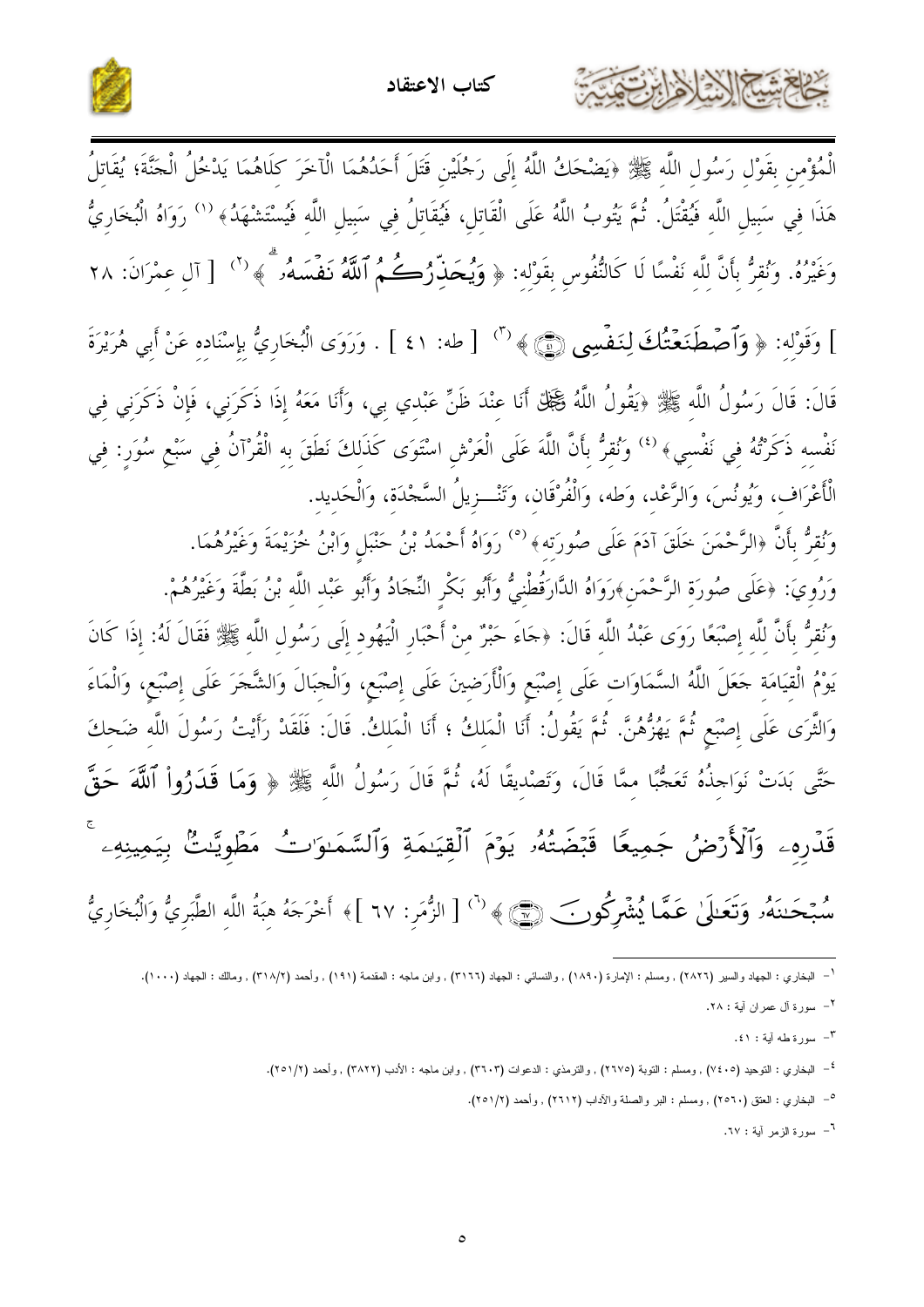الْمُؤْمِنِ بِقَوْلِ رَسُولِ اللَّهِ ﷺ ﴿يَضْحَكُ اللَّهُ إِلَى رَجُلَيْنِ قَتَلَ أَحَدُهُمَا الْآخَرَ كِلَاهُمَا يَدْخُلُ الْجَنَّةَ؛ يُقَاتِلُ هَذَا فِي سَبِيلِ اللَّهِ فَيُقْتَلُ. ثُمَّ يَتُوبُ اللَّهُ عَلَى الْقَاتِلِ، فَيُقَاتِلُ فِي سَبِيلِ اللَّهِ فَيُسْتَشْهَدُ﴾ [1] رَوَاهُ الْبُخَارِيُّ وَغَيْرُهُ. وَنُقِرُّ بِأَنَّ لِلَّهِ نَفْسًا لَا كَالنُّفُوسِ بِقَوْلِهِ: ﴿ وَيُحَذِّرُكُمُ ٱللَّهُ نَفْسَهُۥ ﴾ [2] [ آل عمران: ٢٨ ] وَقَوْلِهِ: ﴿ وَٱصْطَنَعْتُكَ لِنَفْسِي ﴾ [3] [ طه: ٤١ ] . وَرَوَى الْبُخَارِيُّ بِإِسْنَادِهِ عَنْ أَبِي هُرَيْرَةَ قَالَ: قَالَ رَسُولُ اللَّهِ ﷺ ﴿يَقُولُ اللَّهُ ﷻ أَنَا عِنْدَ ظَنِّ عَبْدِي بِي، وَأَنَا مَعَهُ إِذَا ذَكَرَنِي، فَإِنْ ذَكَرَنِي فِي نَفْسِهِ ذَكَرْتُهُ فِي نَفْسِي﴾ [4] وَنُقِرُّ بِأَنَّ اللَّهَ عَلَى الْعَرْشِ اسْتَوَى كَذَلِكَ نَطَقَ بِهِ الْقُرْآنُ فِي سَبْعِ سُوَرٍ: فِي الْأَعْرَافِ، وَيُونُسَ، وَالرَّعْدِ، وَطه، وَالْفُرْقَانِ، وَتَنْـزِيلُ السَّجْدَةِ، وَالْحَدِيدِ.

وَنُقِرُّ بِأَنَّ ﴿الرَّحْمَنَ خَلَقَ آدَمَ عَلَى صُورَتِهِ﴾ [5] رَوَاهُ أَحْمَدُ بْنُ حَنْبَلٍ وَابْنُ خُزَيْمَةَ وَغَيْرُهُمَا.

وَرُوِيَ: ﴿عَلَى صُورَةِ الرَّحْمَنِ﴾رَوَاهُ الدَّارَقُطْنِيُّ وَأَبُو بَكْرٍ النِّجَادُ وَأَبُو عَبْدِ اللَّهِ بْنُ بَطَّةَ وَغَيْرُهُمْ.

وَنُقِرُّ بِأَنَّ لِلَّهِ إِصْبَعًا رَوَى عَبْدُ اللَّهِ قَالَ: ﴿جَاءَ حَبْرٌ مِنْ أَحْبَارِ الْيَهُودِ إِلَى رَسُولِ اللَّهِ ﷺ فَقَالَ لَهُ: إِذَا كَانَ يَوْمُ الْقِيَامَةِ جَعَلَ اللَّهُ السَّمَاوَاتِ عَلَى إِصْبَعٍ وَالْأَرَضِينَ عَلَى إِصْبَعٍ، وَالْجِبَالَ وَالشَّجَرَ عَلَى إِصْبَعٍ، وَالْمَاءَ وَالثَّرَى عَلَى إِصْبَعٍ ثُمَّ يَهُزُّهُنَّ. ثُمَّ يَقُولُ: أَنَا الْمَلِكُ ؛ أَنَا الْمَلِكُ. قَالَ: فَلَقَدْ رَأَيْتُ رَسُولَ اللَّهِ ضَحِكَ حَتَّى بَدَتْ نَوَاجِذُهُ تَعَجُّبًا مِمَّا قَالَ، وَتَصْدِيقًا لَهُ، ثُمَّ قَالَ رَسُولُ اللَّهِ ﷺ ﴿ وَمَا قَدَرُواْ ٱللَّهَ حَقَّ قَدْرِهِۦ وَٱلْأَرْضُ جَمِيعًا قَبْضَتُهُۥ يَوْمَ ٱلْقِيَـٰمَةِ وَٱلسَّمَـٰوَٰتُ مَطْوِيَّـٰتُۢ بِيَمِينِهِۦ سُبْحَـٰنَهُۥ وَتَعَـٰلَىٰ عَمَّا يُشْرِكُونَ ﴾ [6] [ الزُّمَر: ٦٧ ]﴾ أَخْرَجَهُ هِبَةُ اللَّهِ الطَّبَرِيُّ وَالْبُخَارِيُّ

---

[1] - البخاري : الجهاد والسير (٢٨٢٦) , ومسلم : الإمارة (١٨٩٠) , والنسائي : الجهاد (٣١٦٦) , وابن ماجه : المقدمة (١٩١) , وأحمد (٣١٨/٢) , ومالك : الجهاد (١٠٠٠).

[2] - سورة آل عمران آية : ٢٨.

[3] - سورة طه آية : ٤١.

[4] - البخاري : التوحيد (٧٤٠٥) , ومسلم : التوبة (٢٦٧٥) , والترمذي : الدعوات (٣٦٠٣) , وابن ماجه : الأدب (٣٨٢٢) , وأحمد (٢٥١/٢).

[5] - البخاري : العتق (٢٥٦٠) , ومسلم : البر والصلة والآداب (٢٦١٢) , وأحمد (٢٥١/٢).

[6] - سورة الزمر آية : ٦٧.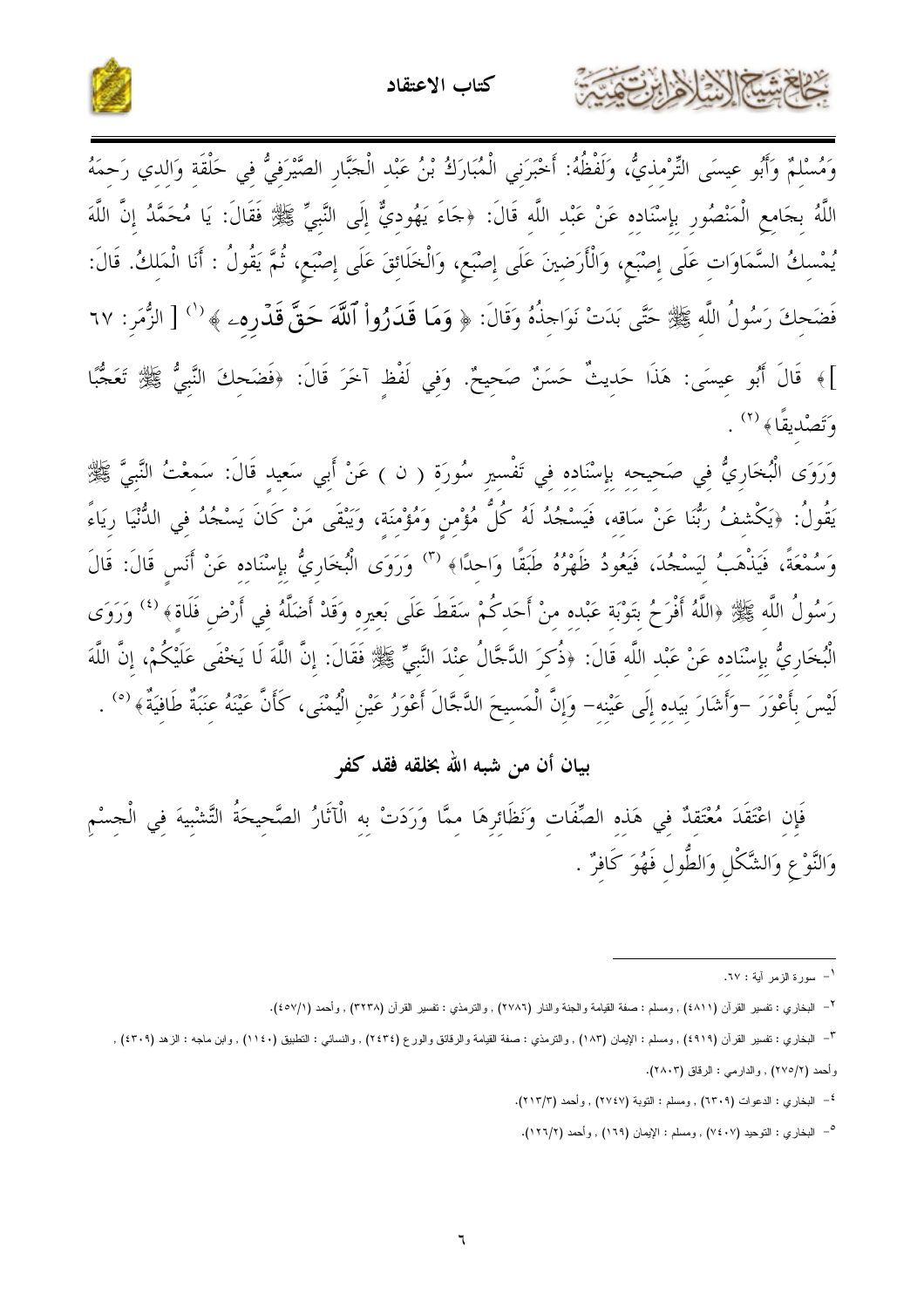وَمُسْلِمٌ وَأَبُو عِيسَى التِّرْمِذِيُّ، وَلَفْظُهُ: أَخْبَرَنِي الْمُبَارَكُ بْنُ عَبْدِ الْجَبَّارِ الصَّيْرَفِيُّ فِي حَلْقَةِ وَالِدِي رَحِمَهُ اللَّهُ بِجَامِعِ الْمَنْصُورِ بِإِسْنَادِهِ عَنْ عَبْدِ اللَّهِ قَالَ: ﴿جَاءَ يَهُودِيٌّ إِلَى النَّبِيِّ ﷺ فَقَالَ: يَا مُحَمَّدُ إِنَّ اللَّهَ يُمْسِكُ السَّمَاوَاتِ عَلَى إِصْبَعٍ، وَالْأَرَضِينَ عَلَى إِصْبَعٍ، وَالْخَلَائِقَ عَلَى إِصْبَعٍ، ثُمَّ يَقُولُ : أَنَا الْمَلِكُ. قَالَ: فَضَحِكَ رَسُولُ اللَّهِ ﷺ حَتَّى بَدَتْ نَوَاجِذُهُ وَقَالَ: ﴿ وَمَا قَدَرُواْ ٱللَّهَ حَقَّ قَدْرِهِۦٓ ﴾[1] [ الزُّمَر: ٦٧ ]﴾ قَالَ أَبُو عِيسَى: هَذَا حَدِيثٌ حَسَنٌ صَحِيحٌ. وَفِي لَفْظٍ آخَرَ قَالَ: ﴿فَضَحِكَ النَّبِيُّ ﷺ تَعَجُّبًا وَتَصْدِيقًا﴾[2] .

وَرَوَى الْبُخَارِيُّ فِي صَحِيحِهِ بِإِسْنَادِهِ فِي تَفْسِيرِ سُورَةِ ( ن ) عَنْ أَبِي سَعِيدٍ قَالَ: سَمِعْتُ النَّبِيَّ ﷺ يَقُولُ: ﴿يَكْشِفُ رَبُّنَا عَنْ سَاقِهِ، فَيَسْجُدُ لَهُ كُلُّ مُؤْمِنٍ وَمُؤْمِنَةٍ، وَيَبْقَى مَنْ كَانَ يَسْجُدُ فِي الدُّنْيَا رِيَاءً وَسُمْعَةً، فَيَذْهَبُ لِيَسْجُدَ، فَيَعُودُ ظَهْرُهُ طَبَقًا وَاحِدًا﴾[3] وَرَوَى الْبُخَارِيُّ بِإِسْنَادِهِ عَنْ أَنَسٍ قَالَ: قَالَ رَسُولُ اللَّهِ ﷺ ﴿اللَّهُ أَفْرَحُ بِتَوْبَةِ عَبْدِهِ مِنْ أَحَدِكُمْ سَقَطَ عَلَى بَعِيرِهِ وَقَدْ أَضَلَّهُ فِي أَرْضٍ فَلَاةٍ﴾[4] وَرَوَى الْبُخَارِيُّ بِإِسْنَادِهِ عَنْ عَبْدِ اللَّهِ قَالَ: ﴿ذُكِرَ الدَّجَّالُ عِنْدَ النَّبِيِّ ﷺ فَقَالَ: إِنَّ اللَّهَ لَا يَخْفَى عَلَيْكُمْ، إِنَّ اللَّهَ لَيْسَ بِأَعْوَرَ -وَأَشَارَ بِيَدِهِ إِلَى عَيْنِهِ- وَإِنَّ الْمَسِيحَ الدَّجَّالَ أَعْوَرُ عَيْنِ الْيُمْنَى، كَأَنَّ عَيْنَهُ عِنَبَةٌ طَافِيَةٌ﴾[5] .

## بيان أن من شبه الله بخلقه فقد كفر

فَإِنِ اعْتَقَدَ مُعْتَقِدٌ فِي هَذِهِ الصِّفَاتِ وَنَظَائِرِهَا مِمَّا وَرَدَتْ بِهِ الْآثَارُ الصَّحِيحَةُ التَّشْبِيهَ فِي الْجِسْمِ وَالنَّوْعِ وَالشَّكْلِ وَالطُّولِ فَهُوَ كَافِرٌ .

---

[1] - سورة الزمر آية : ٦٧.

[2] - البخاري : تفسير القرآن (٤٨١١) , ومسلم : صفة القيامة والجنة والنار (٢٧٨٦) , والترمذي : تفسير القرآن (٣٢٣٨) , وأحمد (٤٥٧/١).

[3] - البخاري : تفسير القرآن (٤٩١٩) , ومسلم : الإيمان (١٨٣) , والترمذي : صفة القيامة والرقائق والورع (٢٤٣٤) , والنسائي : التطبيق (١١٤٠) , وابن ماجه : الزهد (٤٣٠٩) , وأحمد (٢٧٥/٢) , والدارمي : الرقاق (٢٨٠٣).

[4] - البخاري : الدعوات (٦٣٠٩) , ومسلم : التوبة (٢٧٤٧) , وأحمد (٢١٣/٣).

[5] - البخاري : التوحيد (٧٤٠٧) , ومسلم : الإيمان (١٦٩) , وأحمد (١٢٦/٢).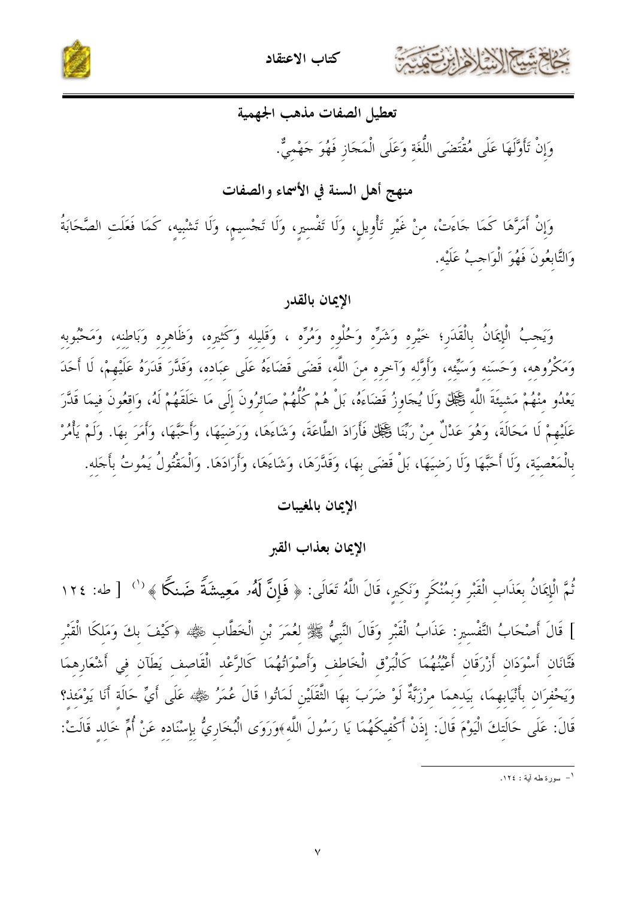## تعطيل الصفات مذهب الجهمية

وَإِنْ تَأَوَّلَهَا عَلَى مُقْتَضَى اللُّغَةِ وَعَلَى الْمَجَازِ فَهُوَ جَهْمِيٌّ.

## منهج أهل السنة في الأسماء والصفات

وَإِنْ أَمَرَّهَا كَمَا جَاءَتْ، مِنْ غَيْرِ تَأْوِيلٍ، وَلَا تَفْسِيرٍ، وَلَا تَجْسِيمٍ، وَلَا تَشْبِيهٍ، كَمَا فَعَلَتِ الصَّحَابَةُ وَالتَّابِعُونَ فَهُوَ الْوَاجِبُ عَلَيْهِ.

## الإيمان بالقدر

وَيَجِبُ الْإِيمَانُ بِالْقَدَرِ؛ خَيْرِهِ وَشَرِّهِ وَحُلْوِهِ وَمُرِّهِ ، وَقَلِيلِهِ وَكَثِيرِهِ، وَظَاهِرِهِ وَبَاطِنِهِ، وَمَحْبُوبِهِ وَمَكْرُوهِهِ، وَحَسَنِهِ وَسَيِّئِهِ، وَأَوَّلِهِ وَآخِرِهِ مِنَ اللَّهِ، قَضَى قَضَاءَهُ عَلَى عِبَادِهِ، وَقَدَّرَ قَدَرَهُ عَلَيْهِمْ، لَا أَحَدَ يَعْدُو مِنْهُمْ مَشِيئَةَ اللَّهِ ﷻ وَلَا يُجَاوِزُ قَضَاءَهُ، بَلْ هُمْ كُلُّهُمْ صَائِرُونَ إِلَى مَا خَلَقَهُمْ لَهُ، وَاقِعُونَ فِيمَا قَدَّرَ عَلَيْهِمْ لَا مَحَالَةَ، وَهُوَ عَدْلٌ مِنْ رَبِّنَا ﷻ فَأَرَادَ الطَّاعَةَ، وَشَاءَهَا، وَرَضِيَهَا، وَأَحَبَّهَا، وَأَمَرَ بِهَا. وَلَمْ يَأْمُرْ بِالْمَعْصِيَةِ، وَلَا أَحَبَّهَا وَلَا رَضِيَهَا، بَلْ قَضَى بِهَا، وَقَدَّرَهَا، وَشَاءَهَا، وَأَرَادَهَا. وَالْمَقْتُولُ يَمُوتُ بِأَجَلِهِ.

## الإيمان بالمغيبات

### الإيمان بعذاب القبر

ثُمَّ الْإِيمَانُ بِعَذَابِ الْقَبْرِ وَبِمُنْكَرٍ وَنَكِيرٍ، قَالَ اللَّهُ تَعَالَى: ﴿ فَإِنَّ لَهُۥ مَعِيشَةً ضَنكًا ﴾[1] [ طه: ١٢٤ ] قَالَ أَصْحَابُ التَّفْسِيرِ: عَذَابُ الْقَبْرِ وَقَالَ النَّبِيُّ ﷺ لِعُمَرَ بْنِ الْخَطَّابِ ﵁ «كَيْفَ بِكَ وَمَلَكَا الْقَبْرِ فَتَّانَانِ أَسْوَدَانِ أَزْرَقَانِ أَعْيُنُهُمَا كَالْبَرْقِ الْخَاطِفِ وَأَصْوَاتُهُمَا كَالرَّعْدِ الْقَاصِفِ يَطَآنِ فِي أَشْعَارِهِمَا وَيَحْفِرَانِ بِأَنْيَابِهِمَا، بِيَدِهِمَا مِرْزَبَّةٌ لَوْ ضَرَبَ بِهَا الثَّقَلَيْنِ لَمَاتُوا قَالَ عُمَرُ ﵁ عَلَى أَيِّ حَالَةٍ أَنَا يَوْمَئِذٍ؟ قَالَ: عَلَى حَالَتِكَ الْيَوْمَ قَالَ: إِذَنْ أَكْفِيكَهُمَا يَا رَسُولَ اللَّهِ»وَرَوَى الْبُخَارِيُّ بِإِسْنَادِهِ عَنْ أُمِّ خَالِدٍ قَالَتْ:

---

[1] - سورة طه آية : ١٢٤.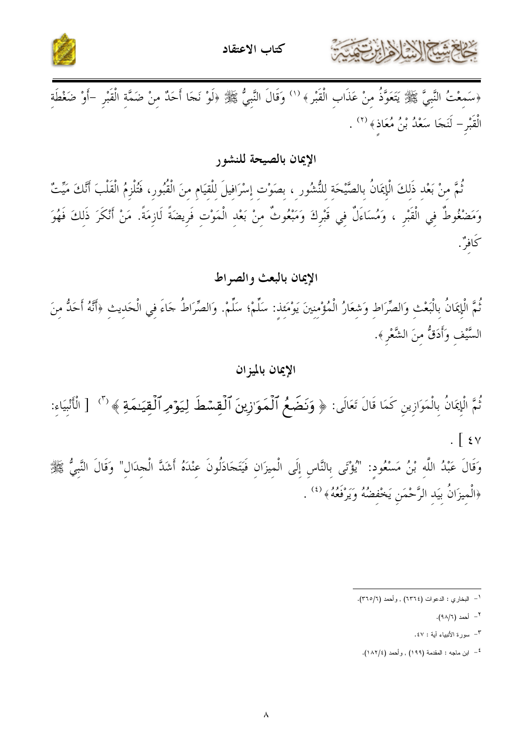﴿سَمِعْتُ النَّبِيَّ ﷺ يَتَعَوَّذُ مِنْ عَذَابِ الْقَبْرِ﴾ [1] وَقَالَ النَّبِيُّ ﷺ ﴿لَوْ نَجَا أَحَدٌ مِنْ ضَمَّةِ الْقَبْرِ –أَوْ ضَغْطَةِ الْقَبْرِ– لَنَجَا سَعْدُ بْنُ مُعَاذٍ﴾ [2] .

## الإيمان بالصيحة للنشور

ثُمَّ مِنْ بَعْدِ ذَلِكَ الْإِيمَانُ بِالصَّيْحَةِ لِلنُّشُورِ ، بِصَوْتِ إِسْرَافِيلَ لِلْقِيَامِ مِنَ الْقُبُورِ، فَتُلْزِمُ الْقَلْبَ أَنَّكَ مَيِّتٌ وَمَضْغُوطٌ فِي الْقَبْرِ ، وَمُسَاءَلٌ فِي قَبْرِكَ وَمَبْعُوثٌ مِنْ بَعْدِ الْمَوْتِ فَرِيضَةً لَازِمَةً. مَنْ أَنْكَرَ ذَلِكَ فَهُوَ كَافِرٌ.

## الإيمان بالبعث والصراط

ثُمَّ الْإِيمَانُ بِالْبَعْثِ وَالصِّرَاطِ وَشِعَارُ الْمُؤْمِنِينَ يَوْمَئِذٍ: سَلِّمْ؛ سَلِّمْ. وَالصِّرَاطُ جَاءَ فِي الْحَدِيثِ ﴿أَنَّهُ أَحَدُّ مِنَ السَّيْفِ وَأَدَقُّ مِنَ الشَّعْرِ﴾.

## الإيمان بالميزان

ثُمَّ الْإِيمَانُ بِالْمَوَازِينِ كَمَا قَالَ تَعَالَى: ﴿ وَنَضَعُ ٱلْمَوَٰزِينَ ٱلْقِسْطَ لِيَوْمِ ٱلْقِيَٰمَةِ ﴾ [3] [ الْأَنْبِيَاءِ: ٤٧ ] .

وَقَالَ عَبْدُ اللَّهِ بْنُ مَسْعُودٍ: "يُؤْتَى بِالنَّاسِ إِلَى الْمِيزَانِ فَيَتَجَادَلُونَ عِنْدَهُ أَشَدَّ الْجِدَالِ" وَقَالَ النَّبِيُّ ﷺ ﴿الْمِيزَانُ بِيَدِ الرَّحْمَنِ يَخْفِضُهُ وَيَرْفَعُهُ﴾ [4] .

---

[1] - البخاري : الدعوات (٦٣٦٤) , وأحمد (٦/٣٦٥).

[2] - أحمد (٦/٩٨).

[3] - سورة الأنبياء آية : ٤٧.

[4] - ابن ماجه : المقدمة (١٩٩) , وأحمد (٤/١٨٢).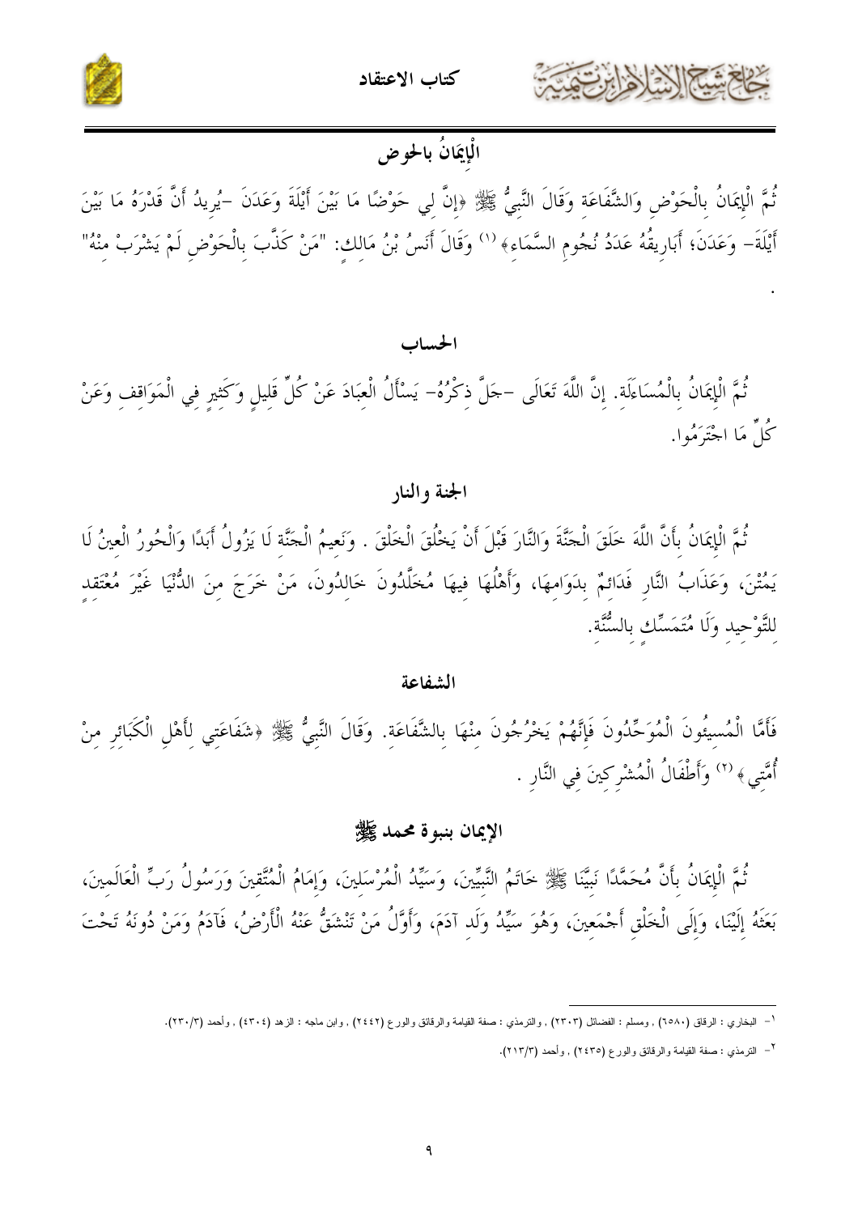## الْإِيمَانُ بالحوض

ثُمَّ الْإِيمَانُ بِالْحَوْضِ وَالشَّفَاعَةِ وَقَالَ النَّبِيُّ ﷺ ﴿إِنَّ لِي حَوْضًا مَا بَيْنَ أَيْلَةَ وَعَدَنَ -يُرِيدُ أَنَّ قَدْرَهُ مَا بَيْنَ أَيْلَةَ- وَعَدَنَ؛ أَبَارِيقُهُ عَدَدُ نُجُومِ السَّمَاءِ﴾ [1] وَقَالَ أَنَسُ بْنُ مَالِكٍ: "مَنْ كَذَّبَ بِالْحَوْضِ لَمْ يَشْرَبْ مِنْهُ".

## الحساب

ثُمَّ الْإِيمَانُ بِالْمُسَاءَلَة. إِنَّ اللَّهَ تَعَالَى -جَلَّ ذِكْرُهُ- يَسْأَلُ الْعِبَادَ عَنْ كُلِّ قَلِيلٍ وَكَثِيرٍ فِي الْمَوَاقِفِ وَعَنْ كُلِّ مَا اجْتَرَمُوا.

## الجنة والنار

ثُمَّ الْإِيمَانُ بِأَنَّ اللَّهَ خَلَقَ الْجَنَّةَ وَالنَّارَ قَبْلَ أَنْ يَخْلُقَ الْخَلْقَ . وَنَعِيمُ الْجَنَّةِ لَا يَزُولُ أَبَدًا وَالْحُورُ الْعِينُ لَا يَمُتْنَ، وَعَذَابُ النَّارِ فَدَائِمٌ بِدَوَامِهَا، وَأَهْلُهَا فِيهَا مُخَلَّدُونَ خَالِدُونَ، مَنْ خَرَجَ مِنَ الدُّنْيَا غَيْرَ مُعْتَقِدٍ لِلتَّوْحِيدِ وَلَا مُتَمَسِّكٍ بِالسُّنَّةِ.

## الشفاعة

فَأَمَّا الْمُسِيئُونَ الْمُوَحِّدُونَ فَإِنَّهُمْ يَخْرُجُونَ مِنْهَا بِالشَّفَاعَةِ. وَقَالَ النَّبِيُّ ﷺ ﴿شَفَاعَتِي لِأَهْلِ الْكَبَائِرِ مِنْ أُمَّتِي﴾ [2] وَأَطْفَالُ الْمُشْرِكِينَ فِي النَّارِ .

## الإيمان بنبوة محمد ﷺ

ثُمَّ الْإِيمَانُ بِأَنَّ مُحَمَّدًا نَبِيَّنَا ﷺ خَاتَمُ النَّبِيِّينَ، وَسَيِّدُ الْمُرْسَلِينَ، وَإِمَامُ الْمُتَّقِينَ وَرَسُولُ رَبِّ الْعَالَمِينَ، بَعَثَهُ إِلَيْنَا، وَإِلَى الْخَلْقِ أَجْمَعِينَ، وَهُوَ سَيِّدُ وَلَدِ آدَمَ، وَأَوَّلُ مَنْ تَنْشَقُّ عَنْهُ الْأَرْضُ، فَآدَمُ وَمَنْ دُونَهُ تَحْتَ

---

[1] - البخاري : الرقاق (٦٥٨٠) , ومسلم : الفضائل (٢٣٠٣) , والترمذي : صفة القيامة والرقائق والورع (٢٤٤٢) , وابن ماجه : الزهد (٤٣٠٤) , وأحمد (٢٣٠/٣).

[2] - الترمذي : صفة القيامة والرقائق والورع (٢٤٣٥) , وأحمد (٢١٣/٣).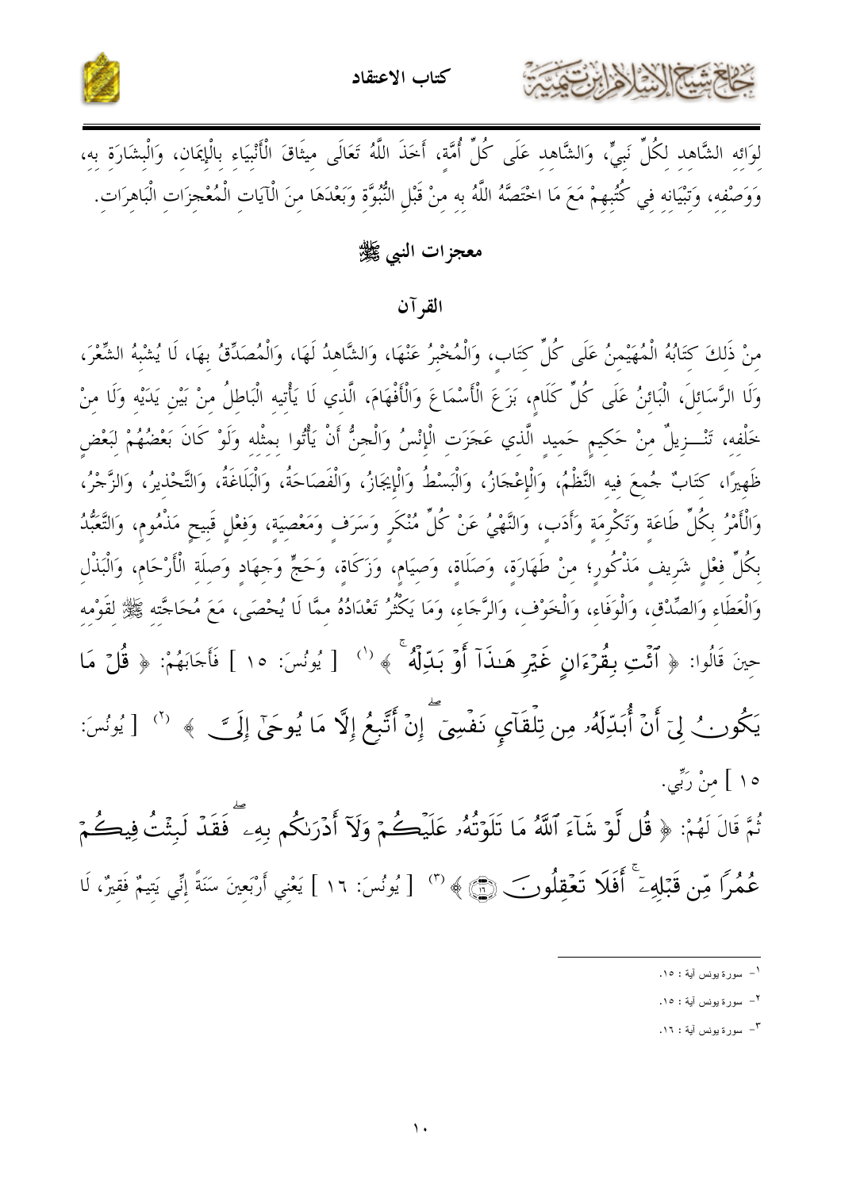لِوَائِهِ الشَّاهِدِ لِكُلِّ نَبِيٍّ، وَالشَّاهِدِ عَلَى كُلِّ أُمَّةٍ، أَخَذَ اللَّهُ تَعَالَى مِيثَاقَ الْأَنْبِيَاءِ بِالْإِيمَانِ، وَالْبِشَارَةِ بِهِ، وَوَصْفِهِ، وَتَبْيَانِهِ فِي كُتُبِهِمْ مَعَ مَا اخْتَصَّهُ اللَّهُ بِهِ مِنْ قَبْلِ النُّبُوَّةِ وَبَعْدَهَا مِنَ الْآيَاتِ الْمُعْجِزَاتِ الْبَاهِرَاتِ.

## معجزات النبي ﷺ

### القرآن

مِنْ ذَلِكَ كِتَابُهُ الْمُهَيْمِنُ عَلَى كُلِّ كِتَابٍ، وَالْمُخْبِرُ عَنْهَا، وَالشَّاهِدُ لَهَا، وَالْمُصَدِّقُ بِهَا، لَا يُشْبِهُ الشِّعْرَ، وَلَا الرَّسَائِلَ، الْبَائِنُ عَلَى كُلِّ كَلَامٍ، بَزَعَ الْأَسْمَاعَ وَالْأَفْهَامَ، الَّذِي لَا يَأْتِيهِ الْبَاطِلُ مِنْ بَيْنِ يَدَيْهِ وَلَا مِنْ خَلْفِهِ، تَنْـــزِيلٌ مِنْ حَكِيمٍ حَمِيدٍ الَّذِي عَجَزَتِ الْإِنْسُ وَالْجِنُّ أَنْ يَأْتُوا بِمِثْلِهِ وَلَوْ كَانَ بَعْضُهُمْ لِبَعْضٍ ظَهِيرًا، كِتَابٌ جُمِعَ فِيهِ النَّظْمُ، وَالْإِعْجَازُ، وَالْبَسْطُ وَالْإِيجَازُ، وَالْفَصَاحَةُ، وَالْبَلَاغَةُ، وَالتَّحْذِيرُ، وَالزَّجْرُ، وَالْأَمْرُ بِكُلِّ طَاعَةٍ وَتَكْرِمَةٍ وَأَدَبٍ، وَالنَّهْيُ عَنْ كُلِّ مُنْكَرٍ وَسَرَفٍ وَمَعْصِيَةٍ، وَفِعْلٍ قَبِيحٍ مَذْمُومٍ، وَالتَّعَبُّدُ بِكُلِّ فِعْلٍ شَرِيفٍ مَذْكُورٍ؛ مِنْ طَهَارَةٍ، وَصَلَاةٍ، وَصِيَامٍ، وَزَكَاةٍ، وَحَجٍّ وَجِهَادٍ وَصِلَةِ الْأَرْحَامِ، وَالْبَذْلِ وَالْعَطَاءِ وَالصِّدْقِ، وَالْوَفَاءِ، وَالْخَوْفِ، وَالرَّجَاءِ، وَمَا يَكْثُرُ تَعْدَادُهُ مِمَّا لَا يُحْصَى، مَعَ مُحَاجَّتِهِ ﷺ لِقَوْمِهِ حِينَ قَالُوا: ﴿ ٱئْتِ بِقُرْءَانٍ غَيْرِ هَٰذَآ أَوْ بَدِّلْهُ ﴾ [1] [ يُونُسَ: ١٥ ] فَأَجَابَهُمْ: ﴿ قُلْ مَا يَكُونُ لِيٓ أَنْ أُبَدِّلَهُۥ مِن تِلْقَآيِٕ نَفْسِيٓ ۖ إِنْ أَتَّبِعُ إِلَّا مَا يُوحَىٰٓ إِلَيَّ ﴾ [2] [ يُونُسَ: ١٥ ] مِنْ رَبِّي.

ثُمَّ قَالَ لَهُمْ: ﴿ قُل لَّوْ شَآءَ ٱللَّهُ مَا تَلَوْتُهُۥ عَلَيْكُمْ وَلَآ أَدْرَىٰكُم بِهِۦ ۖ فَقَدْ لَبِثْتُ فِيكُمْ عُمُرًا مِّن قَبْلِهِۦٓ ۚ أَفَلَا تَعْقِلُونَ ﴾ [3] [ يُونُسَ: ١٦ ] يَعْنِي أَرْبَعِينَ سَنَةً إِنِّي يَتِيمٌ فَقِيرٌ، لَا

---

[1] - سورة يونس آية : ١٥.

[2] - سورة يونس آية : ١٥.

[3] - سورة يونس آية : ١٦.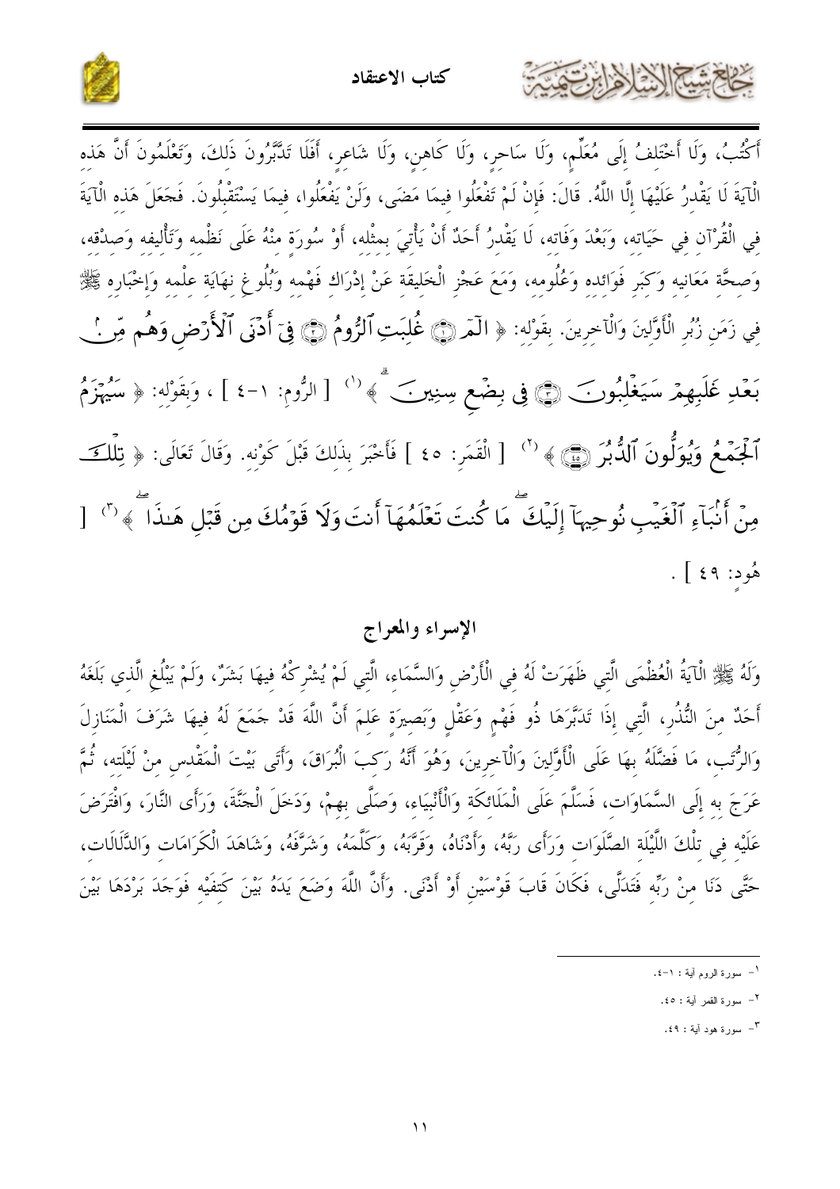أَكْتُبُ، وَلَا أَخْتَلِفُ إِلَى مُعَلِّمٍ، وَلَا سَاحِرٍ، وَلَا كَاهِنٍ، وَلَا شَاعِرٍ، أَفَلَا تَدَّبَّرُونَ ذَلِكَ، وَتَعْلَمُونَ أَنَّ هَذِهِ الْآيَةَ لَا يَقْدِرُ عَلَيْهَا إِلَّا اللَّهُ. قَالَ: فَإِنْ لَمْ تَفْعَلُوا فِيمَا مَضَى، وَلَنْ يَفْعَلُوا، فِيمَا يَسْتَقْبِلُونَ. فَجَعَلَ هَذِهِ الْآيَةَ فِي الْقُرْآنِ فِي حَيَاتِهِ، وَبَعْدَ وَفَاتِهِ، لَا يَقْدِرُ أَحَدٌ أَنْ يَأْتِيَ بِمِثْلِهِ، أَوْ سُورَةٍ مِنْهُ عَلَى نَظْمِهِ وَتَأْلِيفِهِ، وَصِحَّةِ مَعَانِيهِ وَكِبَرِ فَوَائِدِهِ وَعُلُومِهِ، وَمَعَ عَجْزِ الْخَلِيقَةِ عَنْ إِدْرَاكِ فَهْمِهِ وَبُلُوغِ نِهَايَةِ عِلْمِهِ وَإِخْبَارِهِ ﷺ فِي زَمَنِ زُبُرِ الْأَوَّلِينَ وَالْآخِرِينَ. بِقَوْلِهِ: ﴿ الٓمٓ ۝ غُلِبَتِ ٱلرُّومُ ۝ فِيٓ أَدْنَى ٱلْأَرْضِ وَهُم مِّنۢ بَعْدِ غَلَبِهِمْ سَيَغْلِبُونَ ۝ فِي بِضْعِ سِنِينَ ﴾[1] [ الرُّوم: ١-٤ ] ، وَبِقَوْلِهِ: ﴿ سَيُهْزَمُ ٱلْجَمْعُ وَيُوَلُّونَ ٱلدُّبُرَ ۝ ﴾[2] [ الْقَمَر: ٤٥ ] فَأَخْبَرَ بِذَلِكَ قَبْلَ كَوْنِهِ. وَقَالَ تَعَالَى: ﴿ تِلْكَ مِنْ أَنۢبَآءِ ٱلْغَيْبِ نُوحِيهَآ إِلَيْكَ مَا كُنتَ تَعْلَمُهَآ أَنتَ وَلَا قَوْمُكَ مِن قَبْلِ هَٰذَا ﴾[3] [ هُود: ٤٩ ] .

## الإسراء والمعراج

وَلَهُ ﷺ الْآيَةُ الْعُظْمَى الَّتِي ظَهَرَتْ لَهُ فِي الْأَرْضِ وَالسَّمَاءِ، الَّتِي لَمْ يُشْرِكْهُ فِيهَا بَشَرٌ، وَلَمْ يَبْلُغِ الَّذِي بَلَغَهُ أَحَدٌ مِنَ النُّذُرِ، الَّتِي إِذَا تَدَبَّرَهَا ذُو فَهْمٍ وَعَقْلٍ وَبَصِيرَةٍ عَلِمَ أَنَّ اللَّهَ قَدْ جَمَعَ لَهُ فِيهَا شَرَفَ الْمَنَازِلِ وَالرُّتَبِ، مَا فَضَّلَهُ بِهَا عَلَى الْأَوَّلِينَ وَالْآخِرِينَ، وَهُوَ أَنَّهُ رَكِبَ الْبُرَاقَ، وَأَتَى بَيْتَ الْمَقْدِسِ مِنْ لَيْلَتِهِ، ثُمَّ عَرَجَ بِهِ إِلَى السَّمَاوَاتِ، فَسَلَّمَ عَلَى الْمَلَائِكَةِ وَالْأَنْبِيَاءِ، وَصَلَّى بِهِمْ، وَدَخَلَ الْجَنَّةَ، وَرَأَى النَّارَ، وَافْتَرَضَ عَلَيْهِ فِي تِلْكَ اللَّيْلَةِ الصَّلَوَاتِ وَرَأَى رَبَّهُ، وَأَدْنَاهُ، وَقَرَّبَهُ، وَكَلَّمَهُ، وَشَرَّفَهُ، وَشَاهَدَ الْكَرَامَاتِ وَالدَّلَالَاتِ، حَتَّى دَنَا مِنْ رَبِّهِ فَتَدَلَّى، فَكَانَ قَابَ قَوْسَيْنِ أَوْ أَدْنَى. وَأَنَّ اللَّهَ وَضَعَ يَدَهُ بَيْنَ كَتِفَيْهِ فَوَجَدَ بَرْدَهَا بَيْنَ

---

[1] - سورة الروم آية : ١-٤.

[2] - سورة القمر آية : ٤٥.

[3] - سورة هود آية : ٤٩.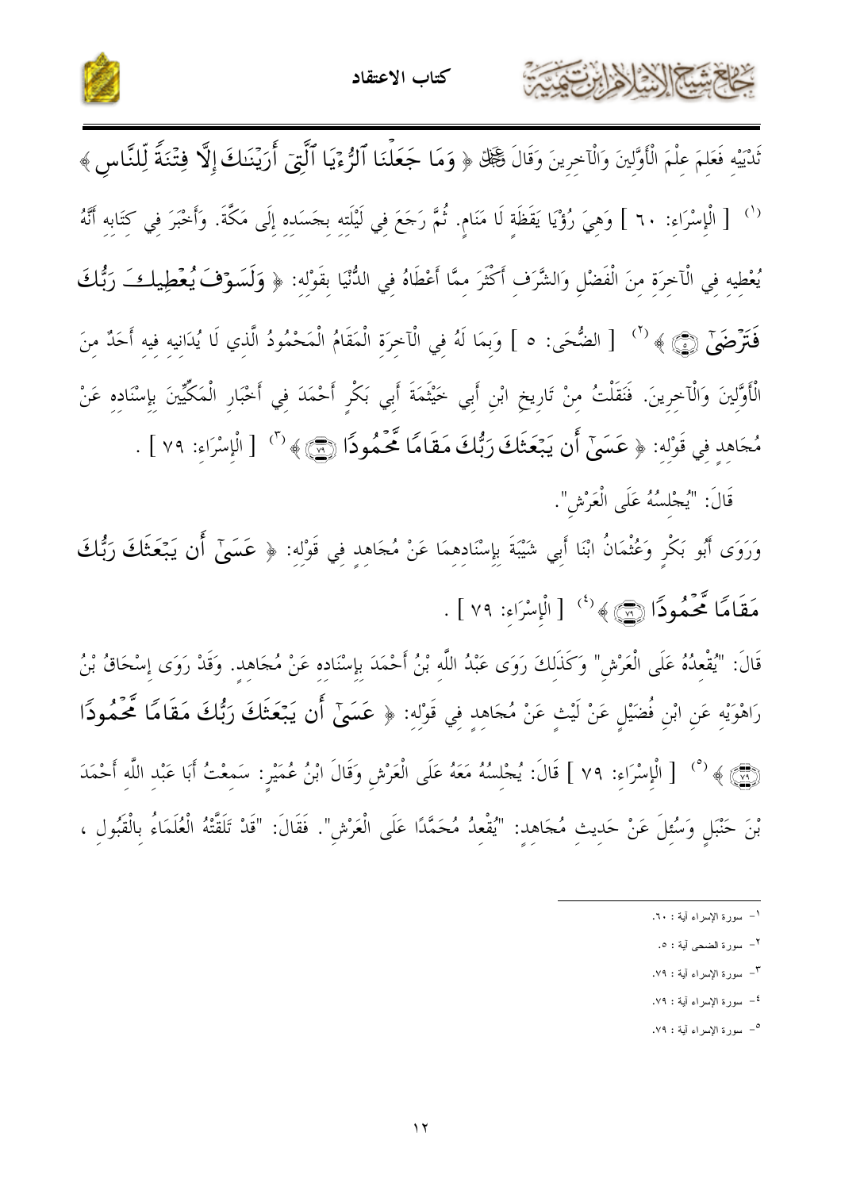ثَدْيَيْهِ فَعَلِمَ عِلْمَ الْأَوَّلِينَ وَالْآخِرِينَ وَقَالَ ﷻ ﴿ وَمَا جَعَلْنَا ٱلرُّءْيَا ٱلَّتِىٓ أَرَيْنَـٰكَ إِلَّا فِتْنَةً لِّلنَّاسِ ﴾ [1] [ الْإِسْرَاءِ: ٦٠ ] وَهِيَ رُؤْيَا يَقَظَةٍ لَا مَنَامٍ. ثُمَّ رَجَعَ فِي لَيْلَتِهِ بِجَسَدِهِ إِلَى مَكَّةَ. وَأَخْبَرَ فِي كِتَابِهِ أَنَّهُ يُعْطِيهِ فِي الْآخِرَةِ مِنَ الْفَضْلِ وَالشَّرَفِ أَكْثَرَ مِمَّا أَعْطَاهُ فِي الدُّنْيَا بِقَوْلِهِ: ﴿ وَلَسَوْفَ يُعْطِيكَ رَبُّكَ فَتَرْضَىٰٓ ﴾ [2] [ الضُّحَى: ٥ ] وَبِمَا لَهُ فِي الْآخِرَةِ الْمَقَامُ الْمَحْمُودُ الَّذِي لَا يُدَانِيهِ فِيهِ أَحَدٌ مِنَ الْأَوَّلِينَ وَالْآخِرِينَ. فَنَقَلْتُ مِنْ تَارِيخِ ابْنِ أَبِي خَيْثَمَةَ أَبِي بَكْرٍ أَحْمَدَ فِي أَخْبَارِ الْمَكِّيِّينَ بِإِسْنَادِهِ عَنْ مُجَاهِدٍ فِي قَوْلِهِ: ﴿ عَسَىٰٓ أَن يَبْعَثَكَ رَبُّكَ مَقَامًا مَّحْمُودًا ﴾ [3] [ الْإِسْرَاءِ: ٧٩ ] .

قَالَ: "يُجْلِسُهُ عَلَى الْعَرْشِ".

وَرَوَى أَبُو بَكْرٍ وَعُثْمَانُ ابْنَا أَبِي شَيْبَةَ بِإِسْنَادِهِمَا عَنْ مُجَاهِدٍ فِي قَوْلِهِ: ﴿ عَسَىٰٓ أَن يَبْعَثَكَ رَبُّكَ مَقَامًا مَّحْمُودًا ﴾ [4] [ الْإِسْرَاءِ: ٧٩ ] .

قَالَ: "يُقْعِدُهُ عَلَى الْعَرْشِ" وَكَذَلِكَ رَوَى عَبْدُ اللَّهِ بْنُ أَحْمَدَ بِإِسْنَادِهِ عَنْ مُجَاهِدٍ. وَقَدْ رَوَى إِسْحَاقُ بْنُ رَاهْوَيْهِ عَنِ ابْنِ فُضَيْلٍ عَنْ لَيْثٍ عَنْ مُجَاهِدٍ فِي قَوْلِهِ: ﴿ عَسَىٰٓ أَن يَبْعَثَكَ رَبُّكَ مَقَامًا مَّحْمُودًا ﴾ [5] [ الْإِسْرَاءِ: ٧٩ ] قَالَ: يُجْلِسُهُ مَعَهُ عَلَى الْعَرْشِ وَقَالَ ابْنُ عُمَيْرٍ: سَمِعْتُ أَبَا عَبْدِ اللَّهِ أَحْمَدَ بْنَ حَنْبَلٍ وَسُئِلَ عَنْ حَدِيثِ مُجَاهِدٍ: "يُقْعِدُ مُحَمَّدًا عَلَى الْعَرْشِ". فَقَالَ: "قَدْ تَلَقَّتْهُ الْعُلَمَاءُ بِالْقَبُولِ ،

---

1- سورة الإسراء آية : ٦٠.

2- سورة الضحى آية : ٥.

3- سورة الإسراء آية : ٧٩.

4- سورة الإسراء آية : ٧٩.

5- سورة الإسراء آية : ٧٩.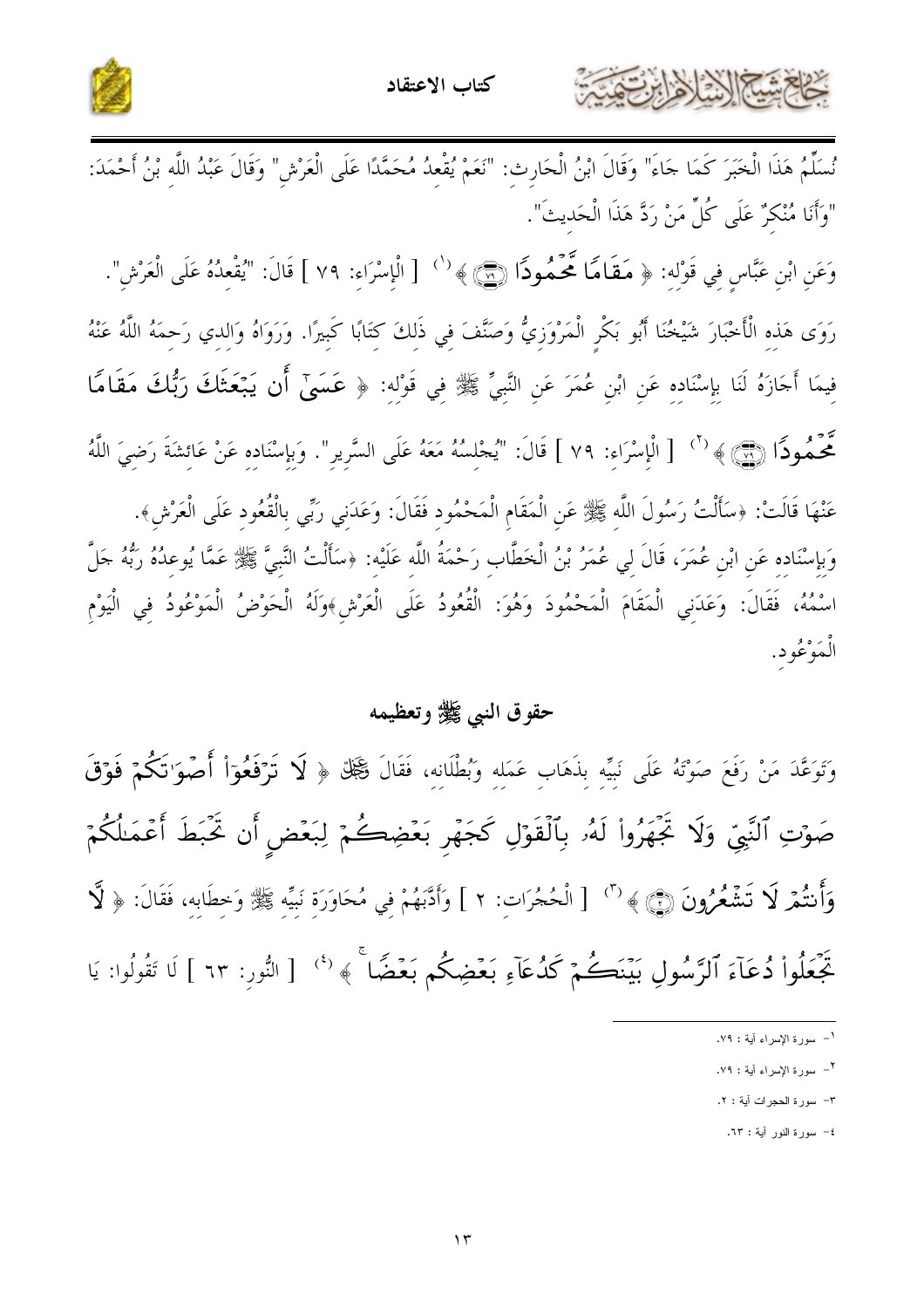نُسَلِّمُ هَذَا الْخَبَرَ كَمَا جَاءَ" وَقَالَ ابْنُ الْحَارِثِ: "نَعَمْ يُقْعِدُ مُحَمَّدًا عَلَى الْعَرْشِ" وَقَالَ عَبْدُ اللَّهِ بْنُ أَحْمَدَ: "وَأَنَا مُنْكِرٌ عَلَى كُلِّ مَنْ رَدَّ هَذَا الْحَدِيثَ".

وَعَنِ ابْنِ عَبَّاسٍ فِي قَوْلِهِ: ﴿ مَقَامًا مَّحْمُودًا ﴾ [1] [ الْإِسْرَاءِ: ٧٩ ] قَالَ: "يُقْعِدُهُ عَلَى الْعَرْشِ".

رَوَى هَذِهِ الْأَخْبَارَ شَيْخُنَا أَبُو بَكْرٍ الْمَرْوَزِيُّ وَصَنَّفَ فِي ذَلِكَ كِتَابًا كَبِيرًا. وَرَوَاهُ وَالِدِي رَحِمَهُ اللَّهُ عَنْهُ فِيمَا أَجَازَهُ لَنَا بِإِسْنَادِهِ عَنِ ابْنِ عُمَرَ عَنِ النَّبِيِّ ﷺ فِي قَوْلِهِ: ﴿ عَسَىٰٓ أَن يَبْعَثَكَ رَبُّكَ مَقَامًا مَّحْمُودًا ﴾ [2] [ الْإِسْرَاءِ: ٧٩ ] قَالَ: "يُجْلِسُهُ مَعَهُ عَلَى السَّرِيرِ". وَبِإِسْنَادِهِ عَنْ عَائِشَةَ رَضِيَ اللَّهُ عَنْهَا قَالَتْ: «سَأَلْتُ رَسُولَ اللَّهِ ﷺ عَنِ الْمَقَامِ الْمَحْمُودِ فَقَالَ: وَعَدَنِي رَبِّي بِالْقُعُودِ عَلَى الْعَرْشِ».

وَبِإِسْنَادِهِ عَنِ ابْنِ عُمَرَ، قَالَ لِي عُمَرُ بْنُ الْخَطَّابِ رَحْمَةُ اللَّهِ عَلَيْهِ: «سَأَلْتُ النَّبِيَّ ﷺ عَمَّا يُوعِدُهُ رَبُّهُ جَلَّ اسْمُهُ، فَقَالَ: وَعَدَنِي الْمَقَامَ الْمَحْمُودَ وَهُوَ: الْقُعُودُ عَلَى الْعَرْشِ»وَلَهُ الْحَوْضُ الْمَوْعُودُ فِي الْيَوْمِ الْمَوْعُودِ.

## حقوق النبي ﷺ وتعظيمه

وَتَوَعَّدَ مَنْ رَفَعَ صَوْتَهُ عَلَى نَبِيِّهِ بِذَهَابِ عَمَلِهِ وَبُطْلَانِهِ، فَقَالَ ﷻ ﴿ لَا تَرْفَعُوٓاْ أَصْوَٰتَكُمْ فَوْقَ صَوْتِ ٱلنَّبِيِّ وَلَا تَجْهَرُواْ لَهُۥ بِٱلْقَوْلِ كَجَهْرِ بَعْضِكُمْ لِبَعْضٍ أَن تَحْبَطَ أَعْمَٰلُكُمْ وَأَنتُمْ لَا تَشْعُرُونَ ﴾ [3] [ الْحُجُرَاتِ: ٢ ] وَأَدَّبَهُمْ فِي مُحَاوَرَةِ نَبِيِّهِ ﷺ وَخِطَابِهِ، فَقَالَ: ﴿ لَّا تَجْعَلُواْ دُعَآءَ ٱلرَّسُولِ بَيْنَكُمْ كَدُعَآءِ بَعْضِكُم بَعْضًا ﴾ [4] [ النُّورِ: ٦٣ ] لَا تَقُولُوا: يَا

---

[1] - سورة الإسراء آية : ٧٩.

[2] - سورة الإسراء آية : ٧٩.

[3] - سورة الحجرات آية : ٢.

[4] - سورة النور آية : ٦٣.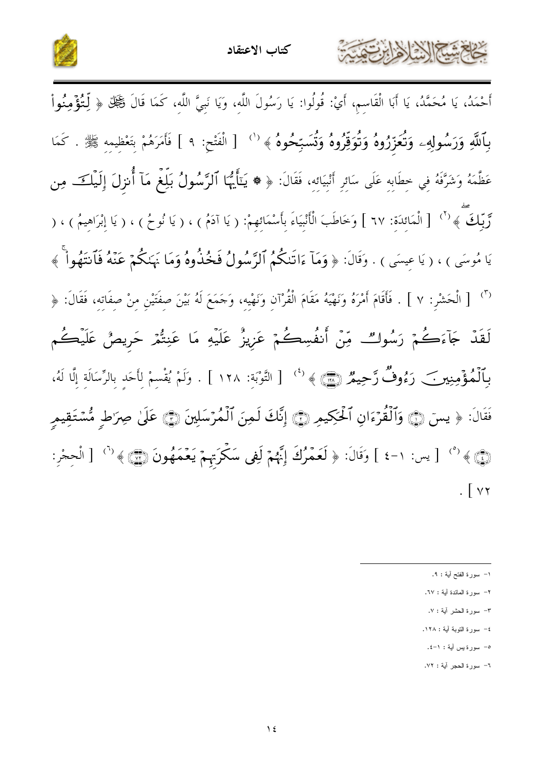أَحْمَدُ، يَا مُحَمَّدُ، يَا أَبَا الْقَاسِمِ، أَيْ: قُولُوا: يَا رَسُولَ اللَّهِ، وَيَا نَبِيَّ اللَّهِ، كَمَا قَالَ ﷻ ﴿ لِّتُؤْمِنُواْ بِٱللَّهِ وَرَسُولِهِۦ وَتُعَزِّرُوهُ وَتُوَقِّرُوهُ وَتُسَبِّحُوهُ ﴾ [1] [ الْفَتْحِ: ٩ ] فَأَمَرَهُمْ بِتَعْظِيمِهِ ﷺ . كَمَا عَظَّمَهُ وَشَرَّفَهُ فِي خِطَابِهِ عَلَى سَائِرِ أَنْبِيَائِهِ، فَقَالَ: ﴿ ۞ يَـٰٓأَيُّهَا ٱلرَّسُولُ بَلِّغْ مَآ أُنزِلَ إِلَيْكَ مِن رَّبِّكَ ﴾ [2] [ الْمَائِدَةِ: ٦٧ ] وَخَاطَبَ الْأَنْبِيَاءَ بِأَسْمَائِهِمْ: ( يَا آدَمُ ) ، ( يَا نُوحُ ) ، ( يَا إِبْرَاهِيمُ ) ، ( يَا مُوسَى ) ، ( يَا عِيسَى ) . وَقَالَ: ﴿ وَمَآ ءَاتَىٰكُمُ ٱلرَّسُولُ فَخُذُوهُ وَمَا نَهَىٰكُمْ عَنْهُ فَٱنتَهُواْ ﴾ [3] [ الْحَشْرِ: ٧ ] . فَأَقَامَ أَمْرَهُ وَنَهْيَهُ مَقَامَ الْقُرْآنِ وَنَهْيِهِ، وَجَمَعَ لَهُ بَيْنَ صِفَتَيْنِ مِنْ صِفَاتِهِ، فَقَالَ: ﴿ لَقَدْ جَآءَكُمْ رَسُولٌ مِّنْ أَنفُسِكُمْ عَزِيزٌ عَلَيْهِ مَا عَنِتُّمْ حَرِيصٌ عَلَيْكُم بِٱلْمُؤْمِنِينَ رَءُوفٌ رَّحِيمٌ ﴿١٢٨﴾ ﴾ [4] [ التَّوْبَةِ: ١٢٨ ] . وَلَمْ يُقْسِمْ لِأَحَدٍ بِالرِّسَالَةِ إِلَّا لَهُ، فَقَالَ: ﴿ يسٓ ﴿١﴾ وَٱلْقُرْءَانِ ٱلْحَكِيمِ ﴿٢﴾ إِنَّكَ لَمِنَ ٱلْمُرْسَلِينَ ﴿٣﴾ عَلَىٰ صِرَٰطٍ مُّسْتَقِيمٍ ﴿٤﴾ ﴾ [5] [ يس: ١-٤ ] وَقَالَ: ﴿ لَعَمْرُكَ إِنَّهُمْ لَفِى سَكْرَتِهِمْ يَعْمَهُونَ ﴿٧٢﴾ ﴾ [6] [ الْحِجْرِ: ٧٢ ] .

---

١- سورة الفتح آية : ٩.

٢- سورة المائدة آية : ٦٧.

٣- سورة الحشر آية : ٧.

٤- سورة التوبة آية : ١٢٨.

٥- سورة يس آية : ١-٤.

٦- سورة الحجر آية : ٧٢.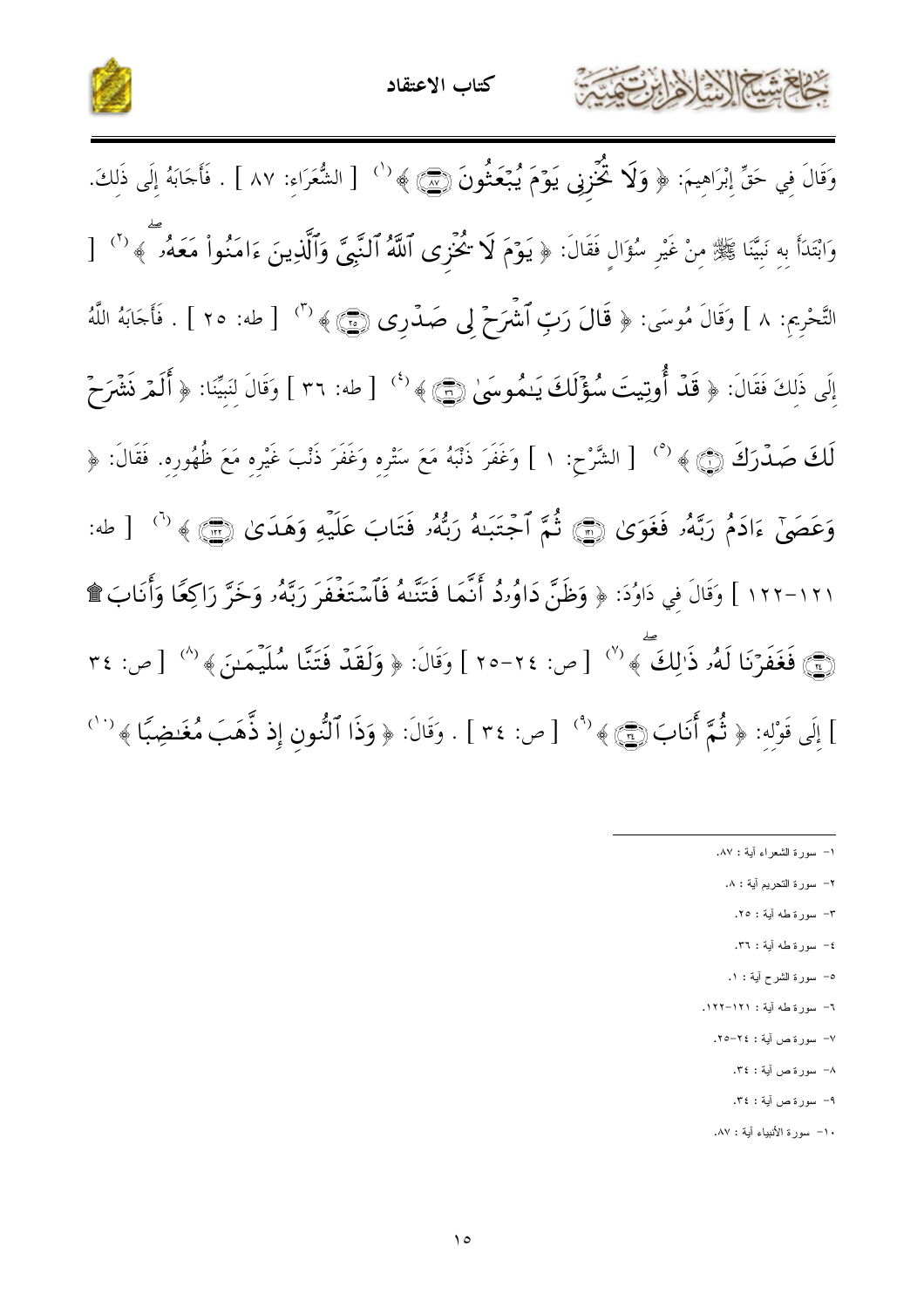وَقَالَ فِي حَقِّ إِبْرَاهِيمَ: ﴿ وَلَا تُخْزِنِي يَوْمَ يُبْعَثُونَ ﴿٨٧﴾ ﴾[1] [ الشُّعَرَاءِ: ٨٧ ] . فَأَجَابَهُ إِلَى ذَلِكَ. وَابْتَدَأَ بِهِ نَبِيَّنَا ﷺ مِنْ غَيْرِ سُؤَالٍ فَقَالَ: ﴿ يَوْمَ لَا يُخْزِى ٱللَّهُ ٱلنَّبِىَّ وَٱلَّذِينَ ءَامَنُوا۟ مَعَهُۥ ﴾[2] [ التَّحْرِيمِ: ٨ ] وَقَالَ مُوسَى: ﴿ قَالَ رَبِّ ٱشْرَحْ لِى صَدْرِى ﴿٢٥﴾ ﴾[3] [ طه: ٢٥ ] . فَأَجَابَهُ اللَّهُ إِلَى ذَلِكَ فَقَالَ: ﴿ قَدْ أُوتِيتَ سُؤْلَكَ يَـٰمُوسَىٰ ﴿٣٦﴾ ﴾[4] [ طه: ٣٦ ] وَقَالَ لِنَبِيِّنَا: ﴿ أَلَمْ نَشْرَحْ لَكَ صَدْرَكَ ﴿١﴾ ﴾[5] [ الشَّرْحِ: ١ ] وَغَفَرَ ذَنْبَهُ مَعَ سَتْرِهِ وَغَفَرَ ذَنْبَ غَيْرِهِ مَعَ ظُهُورِهِ. فَقَالَ: ﴿ وَعَصَىٰٓ ءَادَمُ رَبَّهُۥ فَغَوَىٰ ﴿١٢١﴾ ثُمَّ ٱجْتَبَـٰهُ رَبُّهُۥ فَتَابَ عَلَيْهِ وَهَدَىٰ ﴿١٢٢﴾ ﴾[6] [ طه: ١٢١-١٢٢ ] وَقَالَ فِي دَاوُدَ: ﴿ وَظَنَّ دَاوُۥدُ أَنَّمَا فَتَنَّـٰهُ فَٱسْتَغْفَرَ رَبَّهُۥ وَخَرَّ رَاكِعًا وَأَنَابَ ۩ ﴿٢٤﴾ فَغَفَرْنَا لَهُۥ ذَٰلِكَ ﴾[7] [ ص: ٢٤-٢٥ ] وَقَالَ: ﴿ وَلَقَدْ فَتَنَّا سُلَيْمَـٰنَ ﴾[8] [ ص: ٣٤ ] إِلَى قَوْلِهِ: ﴿ ثُمَّ أَنَابَ ﴿٣٤﴾ ﴾[9] [ ص: ٣٤ ] . وَقَالَ: ﴿ وَذَا ٱلنُّونِ إِذ ذَّهَبَ مُغَـٰضِبًا ﴾[10]

---

١- سورة الشعراء آية : ٨٧.

٢- سورة التحريم آية : ٨.

٣- سورة طه آية : ٢٥.

٤- سورة طه آية : ٣٦.

٥- سورة الشرح آية : ١.

٦- سورة طه آية : ١٢١-١٢٢.

٧- سورة ص آية : ٢٤-٢٥.

٨- سورة ص آية : ٣٤.

٩- سورة ص آية : ٣٤.

١٠- سورة الأنبياء آية : ٨٧.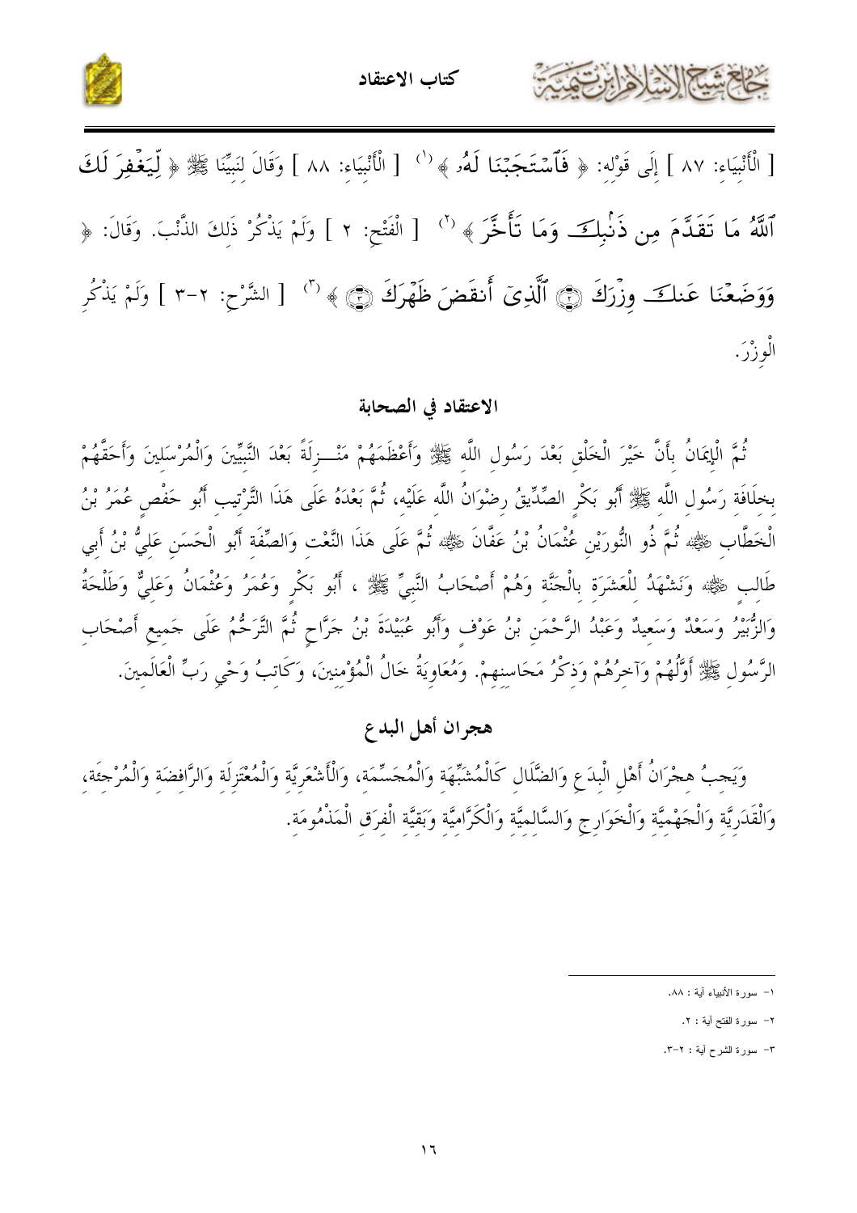[ الْأَنْبِيَاءِ: ٨٧ ] إِلَى قَوْلِهِ: ﴿ فَٱسْتَجَبْنَا لَهُۥ ﴾ [1] [ الْأَنْبِيَاءِ: ٨٨ ] وَقَالَ لِنَبِيِّنَا ﷺ ﴿ لِّيَغْفِرَ لَكَ ٱللَّهُ مَا تَقَدَّمَ مِن ذَنۢبِكَ وَمَا تَأَخَّرَ ﴾ [2] [ الْفَتْحِ: ٢ ] وَلَمْ يَذْكُرْ ذَلِكَ الذَّنْبَ. وَقَالَ: ﴿ وَوَضَعْنَا عَنكَ وِزْرَكَ ۝ ٱلَّذِىٓ أَنقَضَ ظَهْرَكَ ۝ ﴾ [3] [ الشَّرْحِ: ٢-٣ ] وَلَمْ يَذْكُرِ الْوِزْرَ.

## الاعتقاد في الصحابة

ثُمَّ الْإِيمَانُ بِأَنَّ خَيْرَ الْخَلْقِ بَعْدَ رَسُولِ اللَّهِ ﷺ وَأَعْظَمَهُمْ مَنْــزِلَةً بَعْدَ النَّبِيِّينَ وَالْمُرْسَلِينَ وَأَحَقَّهُمْ بِخِلَافَةِ رَسُولِ اللَّهِ ﷺ أَبُو بَكْرٍ الصِّدِّيقُ رِضْوَانُ اللَّهِ عَلَيْهِ، ثُمَّ بَعْدَهُ عَلَى هَذَا التَّرْتِيبِ أَبُو حَفْصٍ عُمَرُ بْنُ الْخَطَّابِ ﷺ ثُمَّ ذُو النُّورَيْنِ عُثْمَانُ بْنُ عَفَّانَ ﷺ ثُمَّ عَلَى هَذَا النَّعْتِ وَالصِّفَةِ أَبُو الْحَسَنِ عَلِيُّ بْنُ أَبِي طَالِبٍ ﷺ وَنَشْهَدُ لِلْعَشَرَةِ بِالْجَنَّةِ وَهُمْ أَصْحَابُ النَّبِيِّ ﷺ ، أَبُو بَكْرٍ وَعُمَرُ وَعُثْمَانُ وَعَلِيٌّ وَطَلْحَةُ وَالزُّبَيْرُ وَسَعْدٌ وَسَعِيدٌ وَعَبْدُ الرَّحْمَنِ بْنُ عَوْفٍ وَأَبُو عُبَيْدَةَ بْنُ جَرَّاحٍ ثُمَّ التَّرَحُّمُ عَلَى جَمِيعِ أَصْحَابِ الرَّسُولِ ﷺ أَوَّلُهُمْ وَآخِرُهُمْ وَذِكْرُ مَحَاسِنِهِمْ. وَمُعَاوِيَةُ خَالُ الْمُؤْمِنِينَ، وَكَاتِبُ وَحْيِ رَبِّ الْعَالَمِينَ.

## هجران أهل البدع

وَيَجِبُ هِجْرَانُ أَهْلِ الْبِدَعِ وَالضَّلَالِ كَالْمُشَبِّهَةِ وَالْمُجَسِّمَةِ، وَالْأَشْعَرِيَّةِ وَالْمُعْتَزِلَةِ وَالرَّافِضَةِ وَالْمُرْجِئَةِ، وَالْقَدَرِيَّةِ وَالْجَهْمِيَّةِ وَالْخَوَارِجِ وَالسَّالِمِيَّةِ وَالْكَرَّامِيَّةِ وَبَقِيَّةِ الْفِرَقِ الْمَذْمُومَةِ.

---

١- سورة الأنبياء آية : ٨٨.

٢- سورة الفتح آية : ٢.

٣- سورة الشرح آية : ٢-٣.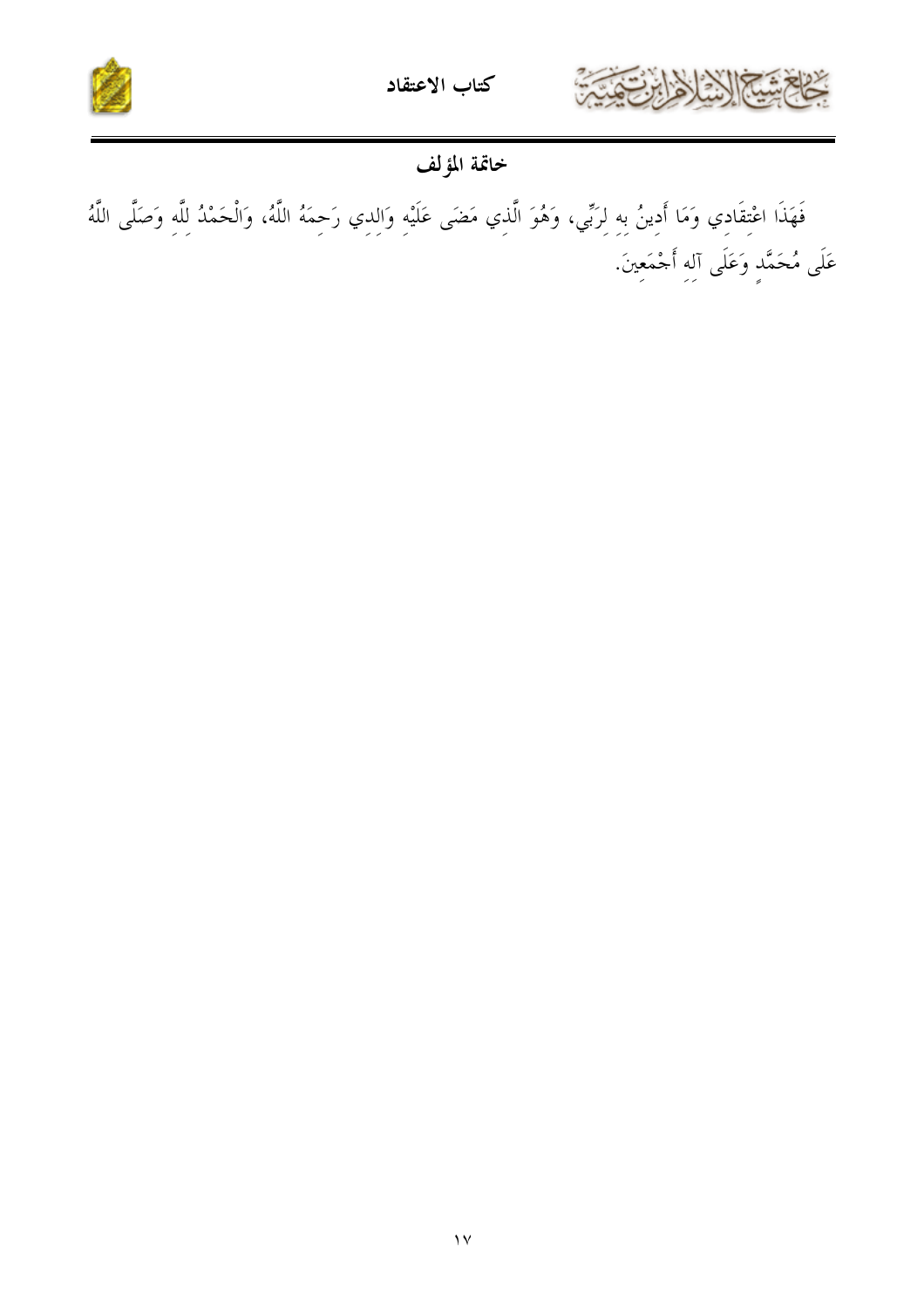## خاتمة المؤلف

فَهَذَا اعْتِقَادِي وَمَا أَدِينُ بِهِ لِرَبِّي، وَهُوَ الَّذِي مَضَى عَلَيْهِ وَالِدِي رَحِمَهُ اللَّهُ، وَالْحَمْدُ لِلَّهِ وَصَلَّى اللَّهُ عَلَى مُحَمَّدٍ وَعَلَى آلِهِ أَجْمَعِينَ.